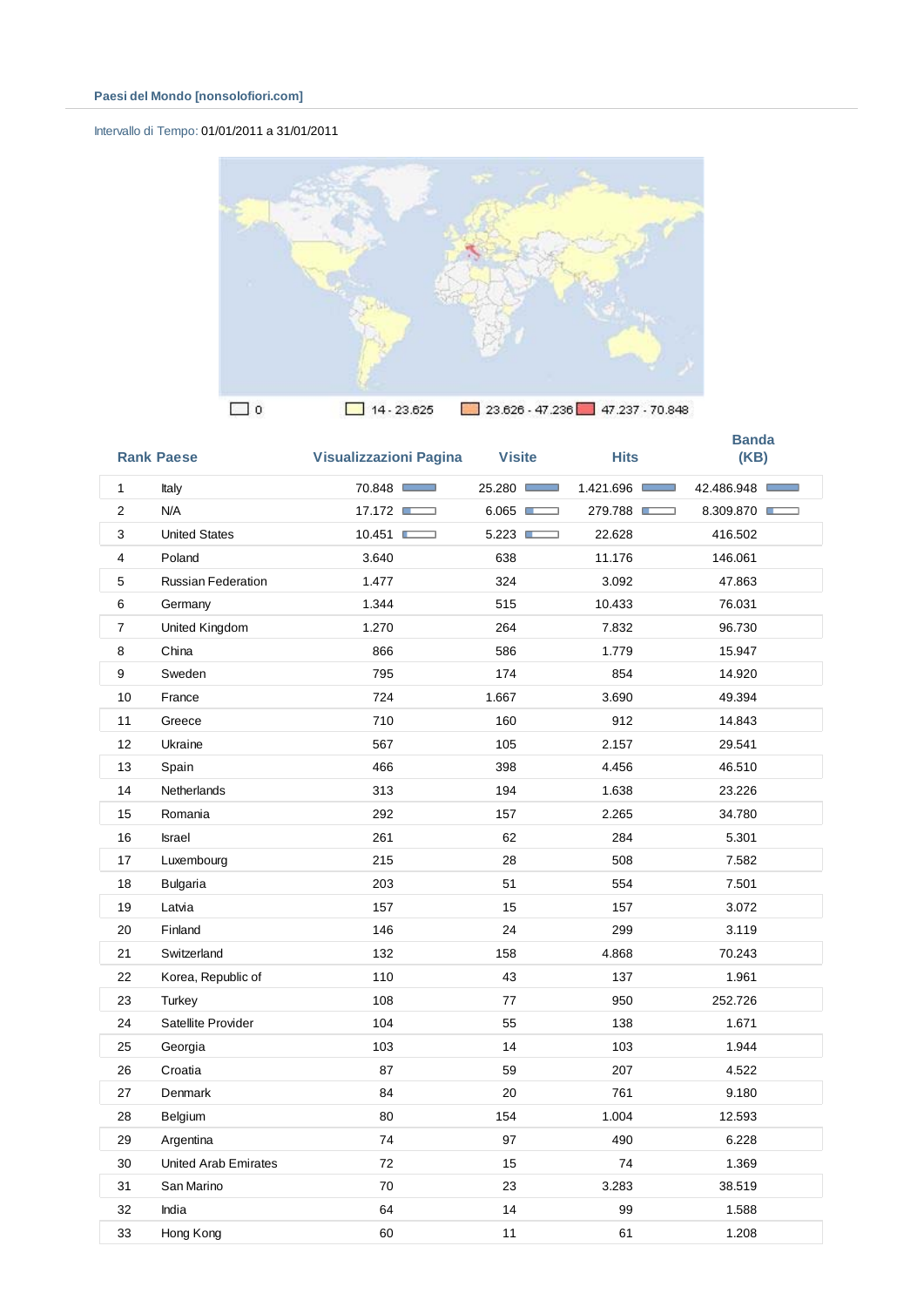**Paesi del Mondo [nonsolofiori.com]**

Intervallo di Tempo: 01/01/2011 a 31/01/2011

0 | 14 - 23.625 | 23.626 - 47.236 | 47.237 - 70.848

| Rank | Paese | Visualizzazioni Pagina | Visite | Hits | Banda (KB) |
|---|---|---|---|---|---|
| 1 | Italy | 70.848 | 25.280 | 1.421.696 | 42.486.948 |
| 2 | N/A | 17.172 | 6.065 | 279.788 | 8.309.870 |
| 3 | United States | 10.451 | 5.223 | 22.628 | 416.502 |
| 4 | Poland | 3.640 | 638 | 11.176 | 146.061 |
| 5 | Russian Federation | 1.477 | 324 | 3.092 | 47.863 |
| 6 | Germany | 1.344 | 515 | 10.433 | 76.031 |
| 7 | United Kingdom | 1.270 | 264 | 7.832 | 96.730 |
| 8 | China | 866 | 586 | 1.779 | 15.947 |
| 9 | Sweden | 795 | 174 | 854 | 14.920 |
| 10 | France | 724 | 1.667 | 3.690 | 49.394 |
| 11 | Greece | 710 | 160 | 912 | 14.843 |
| 12 | Ukraine | 567 | 105 | 2.157 | 29.541 |
| 13 | Spain | 466 | 398 | 4.456 | 46.510 |
| 14 | Netherlands | 313 | 194 | 1.638 | 23.226 |
| 15 | Romania | 292 | 157 | 2.265 | 34.780 |
| 16 | Israel | 261 | 62 | 284 | 5.301 |
| 17 | Luxembourg | 215 | 28 | 508 | 7.582 |
| 18 | Bulgaria | 203 | 51 | 554 | 7.501 |
| 19 | Latvia | 157 | 15 | 157 | 3.072 |
| 20 | Finland | 146 | 24 | 299 | 3.119 |
| 21 | Switzerland | 132 | 158 | 4.868 | 70.243 |
| 22 | Korea, Republic of | 110 | 43 | 137 | 1.961 |
| 23 | Turkey | 108 | 77 | 950 | 252.726 |
| 24 | Satellite Provider | 104 | 55 | 138 | 1.671 |
| 25 | Georgia | 103 | 14 | 103 | 1.944 |
| 26 | Croatia | 87 | 59 | 207 | 4.522 |
| 27 | Denmark | 84 | 20 | 761 | 9.180 |
| 28 | Belgium | 80 | 154 | 1.004 | 12.593 |
| 29 | Argentina | 74 | 97 | 490 | 6.228 |
| 30 | United Arab Emirates | 72 | 15 | 74 | 1.369 |
| 31 | San Marino | 70 | 23 | 3.283 | 38.519 |
| 32 | India | 64 | 14 | 99 | 1.588 |
| 33 | Hong Kong | 60 | 11 | 61 | 1.208 |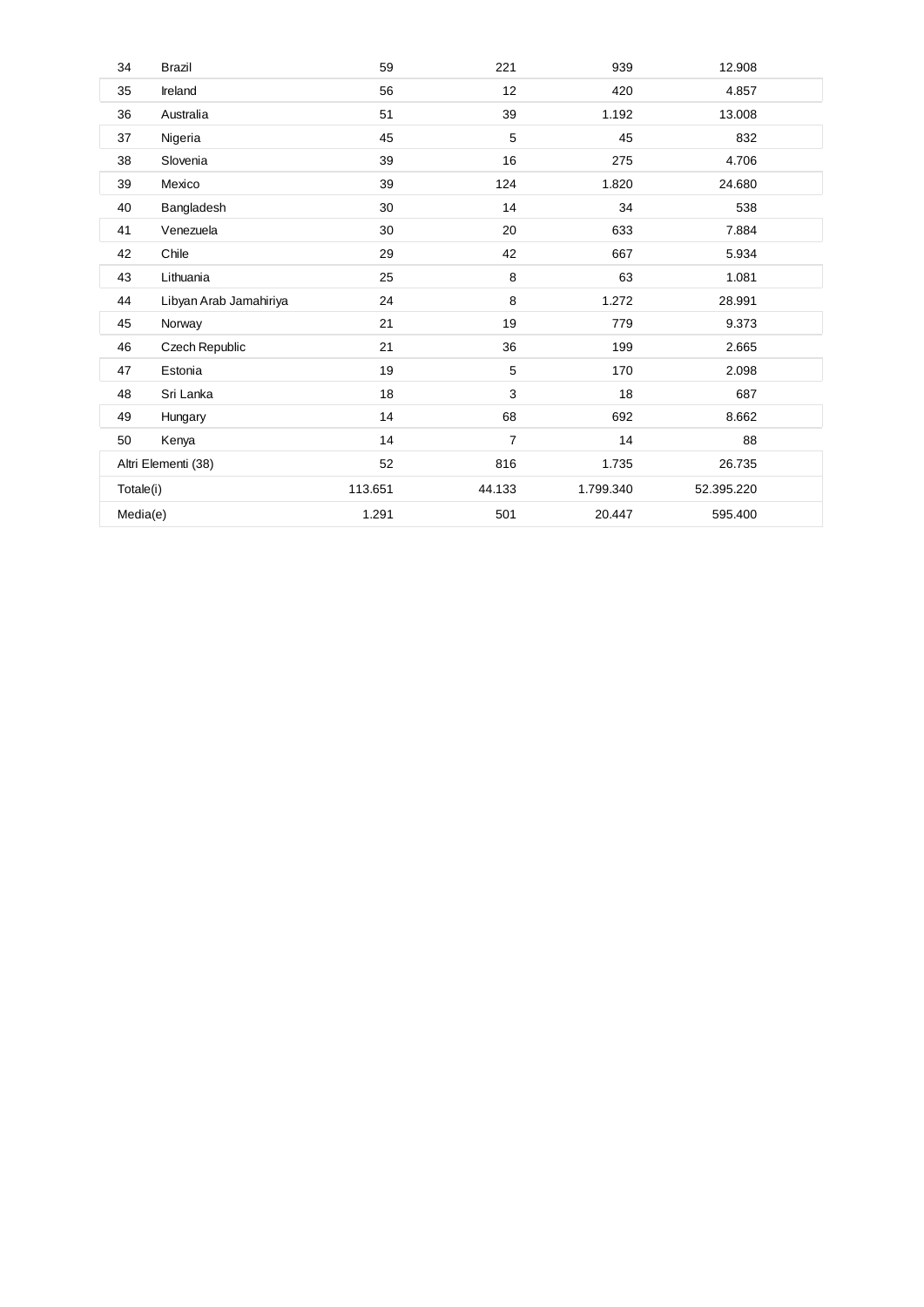| 34 | Brazil | 59 | 221 | 939 | 12.908 |
|---|---|---|---|---|---|
| 35 | Ireland | 56 | 12 | 420 | 4.857 |
| 36 | Australia | 51 | 39 | 1.192 | 13.008 |
| 37 | Nigeria | 45 | 5 | 45 | 832 |
| 38 | Slovenia | 39 | 16 | 275 | 4.706 |
| 39 | Mexico | 39 | 124 | 1.820 | 24.680 |
| 40 | Bangladesh | 30 | 14 | 34 | 538 |
| 41 | Venezuela | 30 | 20 | 633 | 7.884 |
| 42 | Chile | 29 | 42 | 667 | 5.934 |
| 43 | Lithuania | 25 | 8 | 63 | 1.081 |
| 44 | Libyan Arab Jamahiriya | 24 | 8 | 1.272 | 28.991 |
| 45 | Norway | 21 | 19 | 779 | 9.373 |
| 46 | Czech Republic | 21 | 36 | 199 | 2.665 |
| 47 | Estonia | 19 | 5 | 170 | 2.098 |
| 48 | Sri Lanka | 18 | 3 | 18 | 687 |
| 49 | Hungary | 14 | 68 | 692 | 8.662 |
| 50 | Kenya | 14 | 7 | 14 | 88 |
| Altri Elementi (38) | | 52 | 816 | 1.735 | 26.735 |
| Totale(i) | | 113.651 | 44.133 | 1.799.340 | 52.395.220 |
| Media(e) | | 1.291 | 501 | 20.447 | 595.400 |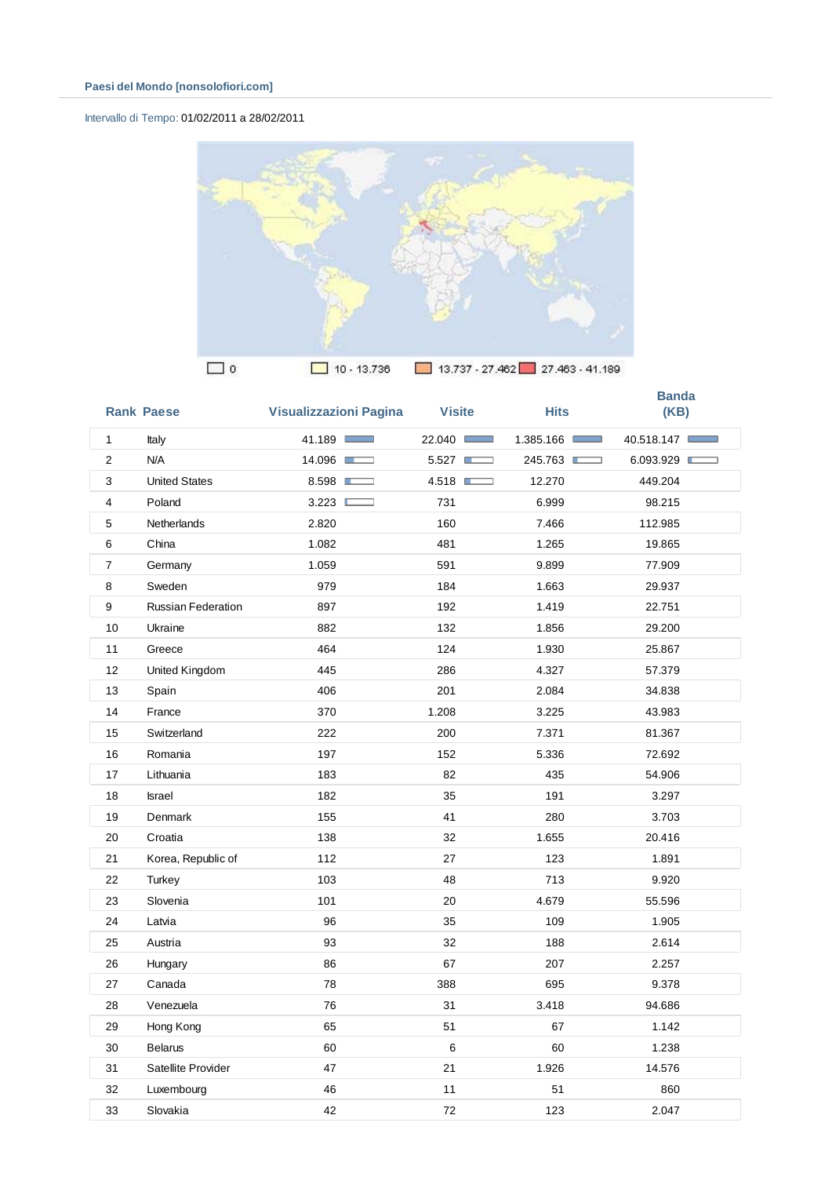Paesi del Mondo [nonsolofiori.com]

Intervallo di Tempo: 01/02/2011 a 28/02/2011

0 | 10 - 13.736 | 13.737 - 27.462 | 27.463 - 41.189

| Rank | Paese | Visualizzazioni Pagina | Visite | Hits | Banda (KB) |
|---|---|---|---|---|---|
| 1 | Italy | 41.189 | 22.040 | 1.385.166 | 40.518.147 |
| 2 | N/A | 14.096 | 5.527 | 245.763 | 6.093.929 |
| 3 | United States | 8.598 | 4.518 | 12.270 | 449.204 |
| 4 | Poland | 3.223 | 731 | 6.999 | 98.215 |
| 5 | Netherlands | 2.820 | 160 | 7.466 | 112.985 |
| 6 | China | 1.082 | 481 | 1.265 | 19.865 |
| 7 | Germany | 1.059 | 591 | 9.899 | 77.909 |
| 8 | Sweden | 979 | 184 | 1.663 | 29.937 |
| 9 | Russian Federation | 897 | 192 | 1.419 | 22.751 |
| 10 | Ukraine | 882 | 132 | 1.856 | 29.200 |
| 11 | Greece | 464 | 124 | 1.930 | 25.867 |
| 12 | United Kingdom | 445 | 286 | 4.327 | 57.379 |
| 13 | Spain | 406 | 201 | 2.084 | 34.838 |
| 14 | France | 370 | 1.208 | 3.225 | 43.983 |
| 15 | Switzerland | 222 | 200 | 7.371 | 81.367 |
| 16 | Romania | 197 | 152 | 5.336 | 72.692 |
| 17 | Lithuania | 183 | 82 | 435 | 54.906 |
| 18 | Israel | 182 | 35 | 191 | 3.297 |
| 19 | Denmark | 155 | 41 | 280 | 3.703 |
| 20 | Croatia | 138 | 32 | 1.655 | 20.416 |
| 21 | Korea, Republic of | 112 | 27 | 123 | 1.891 |
| 22 | Turkey | 103 | 48 | 713 | 9.920 |
| 23 | Slovenia | 101 | 20 | 4.679 | 55.596 |
| 24 | Latvia | 96 | 35 | 109 | 1.905 |
| 25 | Austria | 93 | 32 | 188 | 2.614 |
| 26 | Hungary | 86 | 67 | 207 | 2.257 |
| 27 | Canada | 78 | 388 | 695 | 9.378 |
| 28 | Venezuela | 76 | 31 | 3.418 | 94.686 |
| 29 | Hong Kong | 65 | 51 | 67 | 1.142 |
| 30 | Belarus | 60 | 6 | 60 | 1.238 |
| 31 | Satellite Provider | 47 | 21 | 1.926 | 14.576 |
| 32 | Luxembourg | 46 | 11 | 51 | 860 |
| 33 | Slovakia | 42 | 72 | 123 | 2.047 |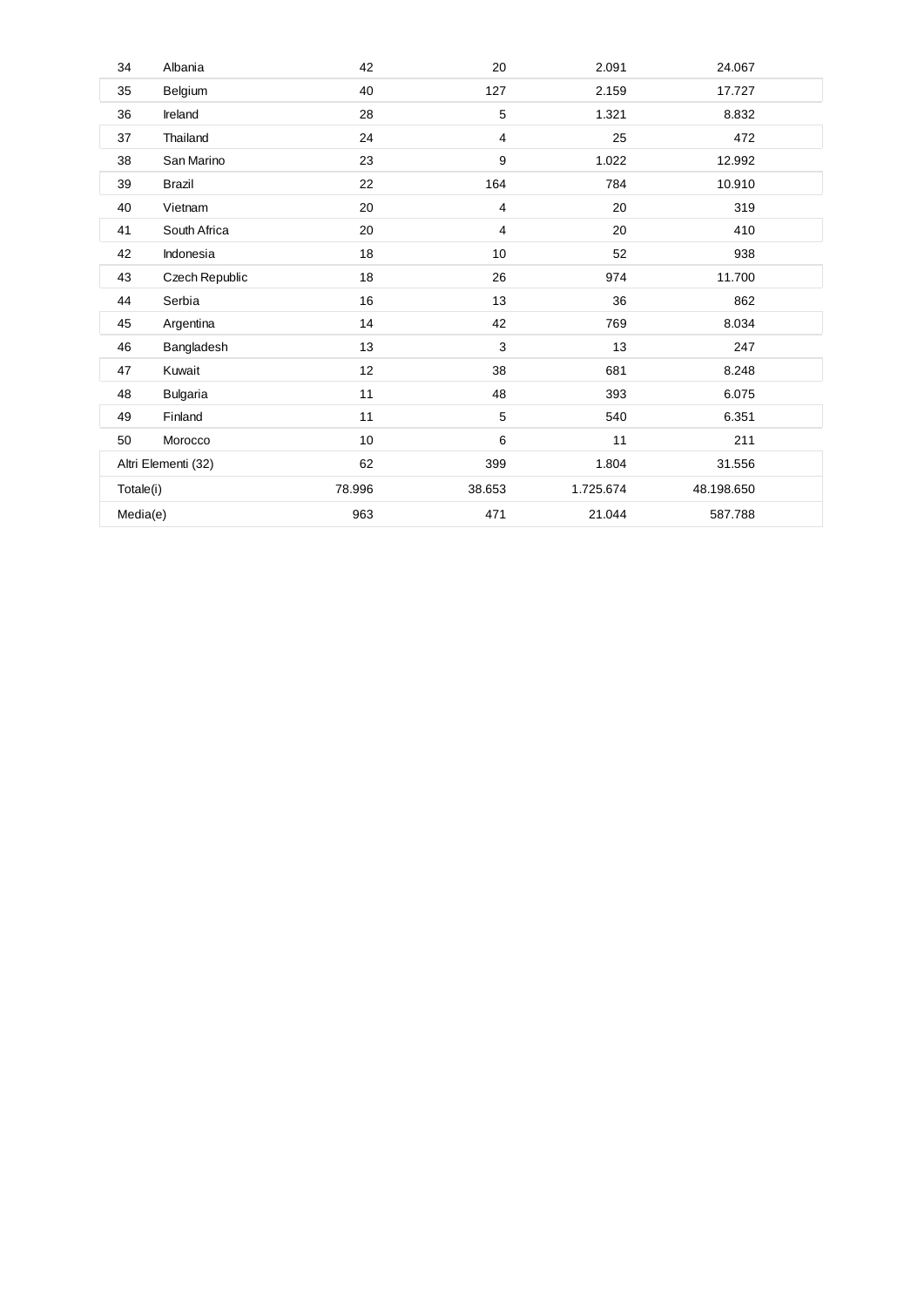| | | | | | |
|---|---|---|---|---|---|
| 34 | Albania | 42 | 20 | 2.091 | 24.067 |
| 35 | Belgium | 40 | 127 | 2.159 | 17.727 |
| 36 | Ireland | 28 | 5 | 1.321 | 8.832 |
| 37 | Thailand | 24 | 4 | 25 | 472 |
| 38 | San Marino | 23 | 9 | 1.022 | 12.992 |
| 39 | Brazil | 22 | 164 | 784 | 10.910 |
| 40 | Vietnam | 20 | 4 | 20 | 319 |
| 41 | South Africa | 20 | 4 | 20 | 410 |
| 42 | Indonesia | 18 | 10 | 52 | 938 |
| 43 | Czech Republic | 18 | 26 | 974 | 11.700 |
| 44 | Serbia | 16 | 13 | 36 | 862 |
| 45 | Argentina | 14 | 42 | 769 | 8.034 |
| 46 | Bangladesh | 13 | 3 | 13 | 247 |
| 47 | Kuwait | 12 | 38 | 681 | 8.248 |
| 48 | Bulgaria | 11 | 48 | 393 | 6.075 |
| 49 | Finland | 11 | 5 | 540 | 6.351 |
| 50 | Morocco | 10 | 6 | 11 | 211 |
| Altri Elementi (32) | | 62 | 399 | 1.804 | 31.556 |
| Totale(i) | | 78.996 | 38.653 | 1.725.674 | 48.198.650 |
| Media(e) | | 963 | 471 | 21.044 | 587.788 |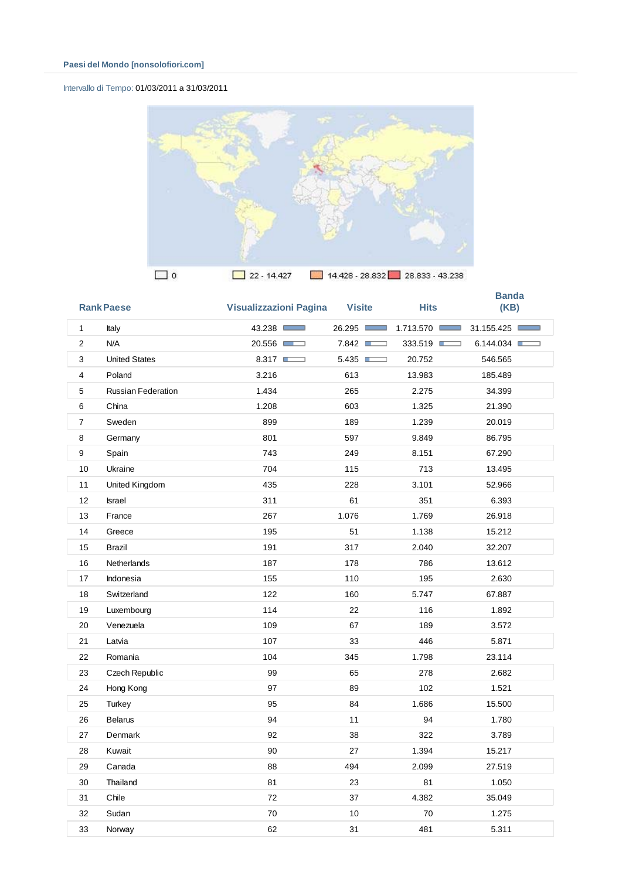Paesi del Mondo [nonsolofiori.com]

Intervallo di Tempo: 01/03/2011 a 31/03/2011

0 | 22 - 14.427 | 14.428 - 28.832 | 28.833 - 43.238

| Rank | Paese | Visualizzazioni Pagina | Visite | Hits | Banda (KB) |
|---|---|---|---|---|---|
| 1 | Italy | 43.238 | 26.295 | 1.713.570 | 31.155.425 |
| 2 | N/A | 20.556 | 7.842 | 333.519 | 6.144.034 |
| 3 | United States | 8.317 | 5.435 | 20.752 | 546.565 |
| 4 | Poland | 3.216 | 613 | 13.983 | 185.489 |
| 5 | Russian Federation | 1.434 | 265 | 2.275 | 34.399 |
| 6 | China | 1.208 | 603 | 1.325 | 21.390 |
| 7 | Sweden | 899 | 189 | 1.239 | 20.019 |
| 8 | Germany | 801 | 597 | 9.849 | 86.795 |
| 9 | Spain | 743 | 249 | 8.151 | 67.290 |
| 10 | Ukraine | 704 | 115 | 713 | 13.495 |
| 11 | United Kingdom | 435 | 228 | 3.101 | 52.966 |
| 12 | Israel | 311 | 61 | 351 | 6.393 |
| 13 | France | 267 | 1.076 | 1.769 | 26.918 |
| 14 | Greece | 195 | 51 | 1.138 | 15.212 |
| 15 | Brazil | 191 | 317 | 2.040 | 32.207 |
| 16 | Netherlands | 187 | 178 | 786 | 13.612 |
| 17 | Indonesia | 155 | 110 | 195 | 2.630 |
| 18 | Switzerland | 122 | 160 | 5.747 | 67.887 |
| 19 | Luxembourg | 114 | 22 | 116 | 1.892 |
| 20 | Venezuela | 109 | 67 | 189 | 3.572 |
| 21 | Latvia | 107 | 33 | 446 | 5.871 |
| 22 | Romania | 104 | 345 | 1.798 | 23.114 |
| 23 | Czech Republic | 99 | 65 | 278 | 2.682 |
| 24 | Hong Kong | 97 | 89 | 102 | 1.521 |
| 25 | Turkey | 95 | 84 | 1.686 | 15.500 |
| 26 | Belarus | 94 | 11 | 94 | 1.780 |
| 27 | Denmark | 92 | 38 | 322 | 3.789 |
| 28 | Kuwait | 90 | 27 | 1.394 | 15.217 |
| 29 | Canada | 88 | 494 | 2.099 | 27.519 |
| 30 | Thailand | 81 | 23 | 81 | 1.050 |
| 31 | Chile | 72 | 37 | 4.382 | 35.049 |
| 32 | Sudan | 70 | 10 | 70 | 1.275 |
| 33 | Norway | 62 | 31 | 481 | 5.311 |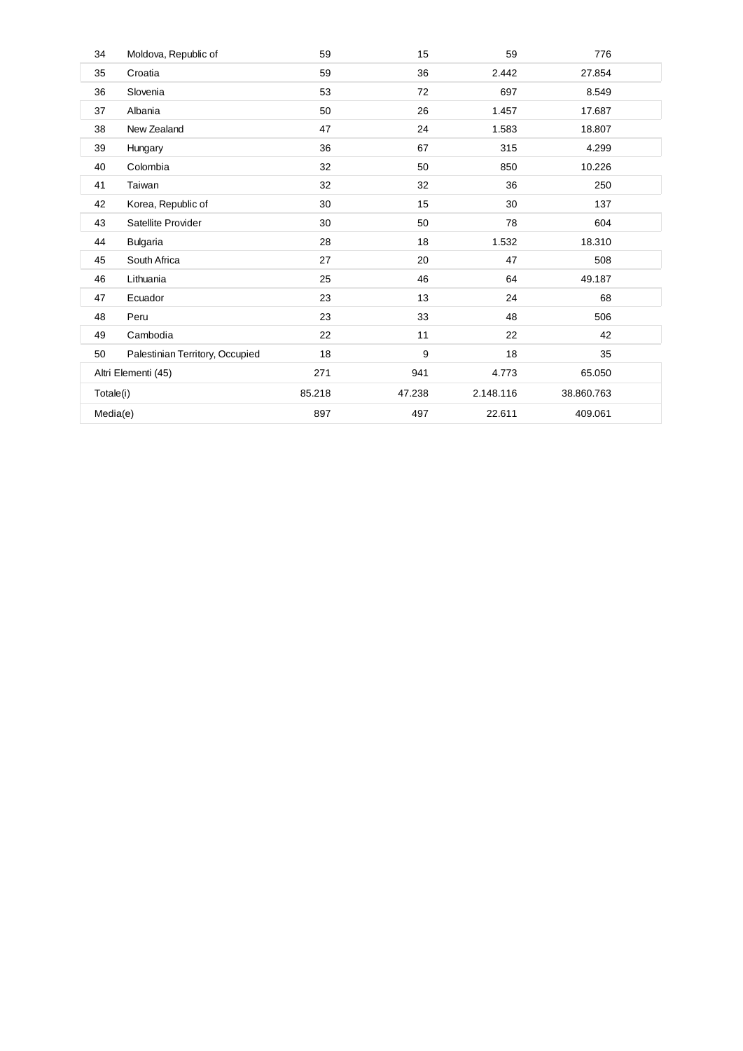| | | | | | |
|---|---|---|---|---|---|
| 34 | Moldova, Republic of | 59 | 15 | 59 | 776 |
| 35 | Croatia | 59 | 36 | 2.442 | 27.854 |
| 36 | Slovenia | 53 | 72 | 697 | 8.549 |
| 37 | Albania | 50 | 26 | 1.457 | 17.687 |
| 38 | New Zealand | 47 | 24 | 1.583 | 18.807 |
| 39 | Hungary | 36 | 67 | 315 | 4.299 |
| 40 | Colombia | 32 | 50 | 850 | 10.226 |
| 41 | Taiwan | 32 | 32 | 36 | 250 |
| 42 | Korea, Republic of | 30 | 15 | 30 | 137 |
| 43 | Satellite Provider | 30 | 50 | 78 | 604 |
| 44 | Bulgaria | 28 | 18 | 1.532 | 18.310 |
| 45 | South Africa | 27 | 20 | 47 | 508 |
| 46 | Lithuania | 25 | 46 | 64 | 49.187 |
| 47 | Ecuador | 23 | 13 | 24 | 68 |
| 48 | Peru | 23 | 33 | 48 | 506 |
| 49 | Cambodia | 22 | 11 | 22 | 42 |
| 50 | Palestinian Territory, Occupied | 18 | 9 | 18 | 35 |
| Altri Elementi (45) | | 271 | 941 | 4.773 | 65.050 |
| Totale(i) | | 85.218 | 47.238 | 2.148.116 | 38.860.763 |
| Media(e) | | 897 | 497 | 22.611 | 409.061 |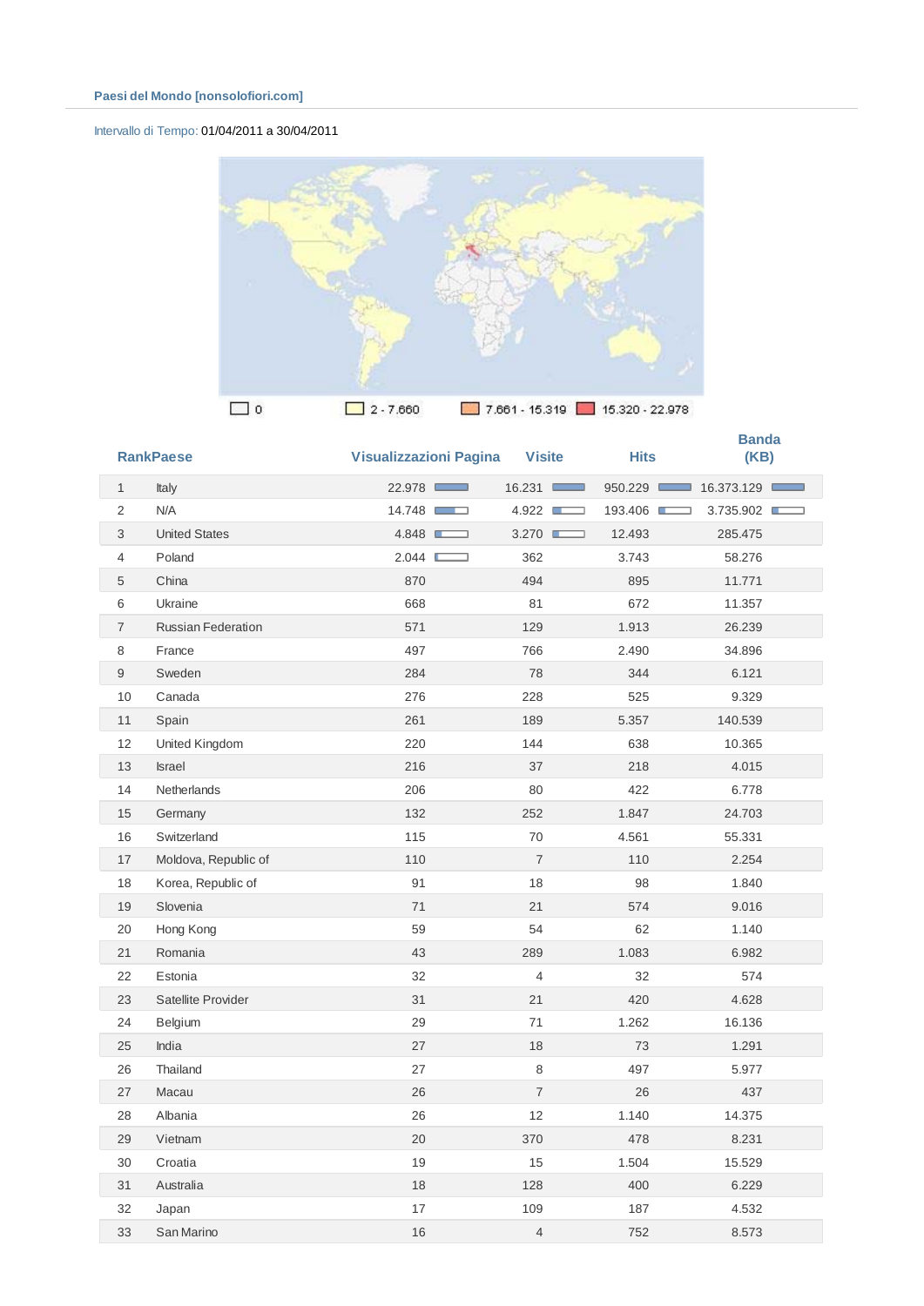**Paesi del Mondo [nonsolofiori.com]**

Intervallo di Tempo: 01/04/2011 a 30/04/2011

0 | 2 - 7.660 | 7.661 - 15.319 | 15.320 - 22.978

| Rank | Paese | Visualizzazioni Pagina | Visite | Hits | Banda (KB) |
|---|---|---|---|---|---|
| 1 | Italy | 22.978 | 16.231 | 950.229 | 16.373.129 |
| 2 | N/A | 14.748 | 4.922 | 193.406 | 3.735.902 |
| 3 | United States | 4.848 | 3.270 | 12.493 | 285.475 |
| 4 | Poland | 2.044 | 362 | 3.743 | 58.276 |
| 5 | China | 870 | 494 | 895 | 11.771 |
| 6 | Ukraine | 668 | 81 | 672 | 11.357 |
| 7 | Russian Federation | 571 | 129 | 1.913 | 26.239 |
| 8 | France | 497 | 766 | 2.490 | 34.896 |
| 9 | Sweden | 284 | 78 | 344 | 6.121 |
| 10 | Canada | 276 | 228 | 525 | 9.329 |
| 11 | Spain | 261 | 189 | 5.357 | 140.539 |
| 12 | United Kingdom | 220 | 144 | 638 | 10.365 |
| 13 | Israel | 216 | 37 | 218 | 4.015 |
| 14 | Netherlands | 206 | 80 | 422 | 6.778 |
| 15 | Germany | 132 | 252 | 1.847 | 24.703 |
| 16 | Switzerland | 115 | 70 | 4.561 | 55.331 |
| 17 | Moldova, Republic of | 110 | 7 | 110 | 2.254 |
| 18 | Korea, Republic of | 91 | 18 | 98 | 1.840 |
| 19 | Slovenia | 71 | 21 | 574 | 9.016 |
| 20 | Hong Kong | 59 | 54 | 62 | 1.140 |
| 21 | Romania | 43 | 289 | 1.083 | 6.982 |
| 22 | Estonia | 32 | 4 | 32 | 574 |
| 23 | Satellite Provider | 31 | 21 | 420 | 4.628 |
| 24 | Belgium | 29 | 71 | 1.262 | 16.136 |
| 25 | India | 27 | 18 | 73 | 1.291 |
| 26 | Thailand | 27 | 8 | 497 | 5.977 |
| 27 | Macau | 26 | 7 | 26 | 437 |
| 28 | Albania | 26 | 12 | 1.140 | 14.375 |
| 29 | Vietnam | 20 | 370 | 478 | 8.231 |
| 30 | Croatia | 19 | 15 | 1.504 | 15.529 |
| 31 | Australia | 18 | 128 | 400 | 6.229 |
| 32 | Japan | 17 | 109 | 187 | 4.532 |
| 33 | San Marino | 16 | 4 | 752 | 8.573 |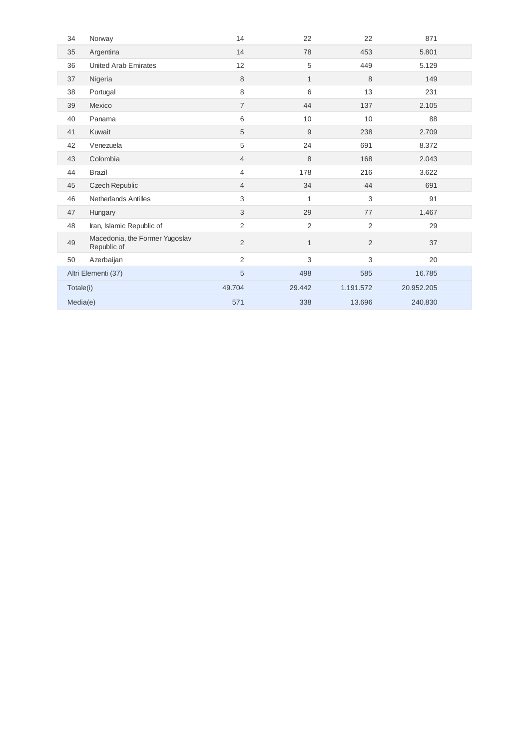| | | | | | |
|---|---|---|---|---|---|
| 34 | Norway | 14 | 22 | 22 | 871 |
| 35 | Argentina | 14 | 78 | 453 | 5.801 |
| 36 | United Arab Emirates | 12 | 5 | 449 | 5.129 |
| 37 | Nigeria | 8 | 1 | 8 | 149 |
| 38 | Portugal | 8 | 6 | 13 | 231 |
| 39 | Mexico | 7 | 44 | 137 | 2.105 |
| 40 | Panama | 6 | 10 | 10 | 88 |
| 41 | Kuwait | 5 | 9 | 238 | 2.709 |
| 42 | Venezuela | 5 | 24 | 691 | 8.372 |
| 43 | Colombia | 4 | 8 | 168 | 2.043 |
| 44 | Brazil | 4 | 178 | 216 | 3.622 |
| 45 | Czech Republic | 4 | 34 | 44 | 691 |
| 46 | Netherlands Antilles | 3 | 1 | 3 | 91 |
| 47 | Hungary | 3 | 29 | 77 | 1.467 |
| 48 | Iran, Islamic Republic of | 2 | 2 | 2 | 29 |
| 49 | Macedonia, the Former Yugoslav Republic of | 2 | 1 | 2 | 37 |
| 50 | Azerbaijan | 2 | 3 | 3 | 20 |
| Altri Elementi (37) | | 5 | 498 | 585 | 16.785 |
| Totale(i) | | 49.704 | 29.442 | 1.191.572 | 20.952.205 |
| Media(e) | | 571 | 338 | 13.696 | 240.830 |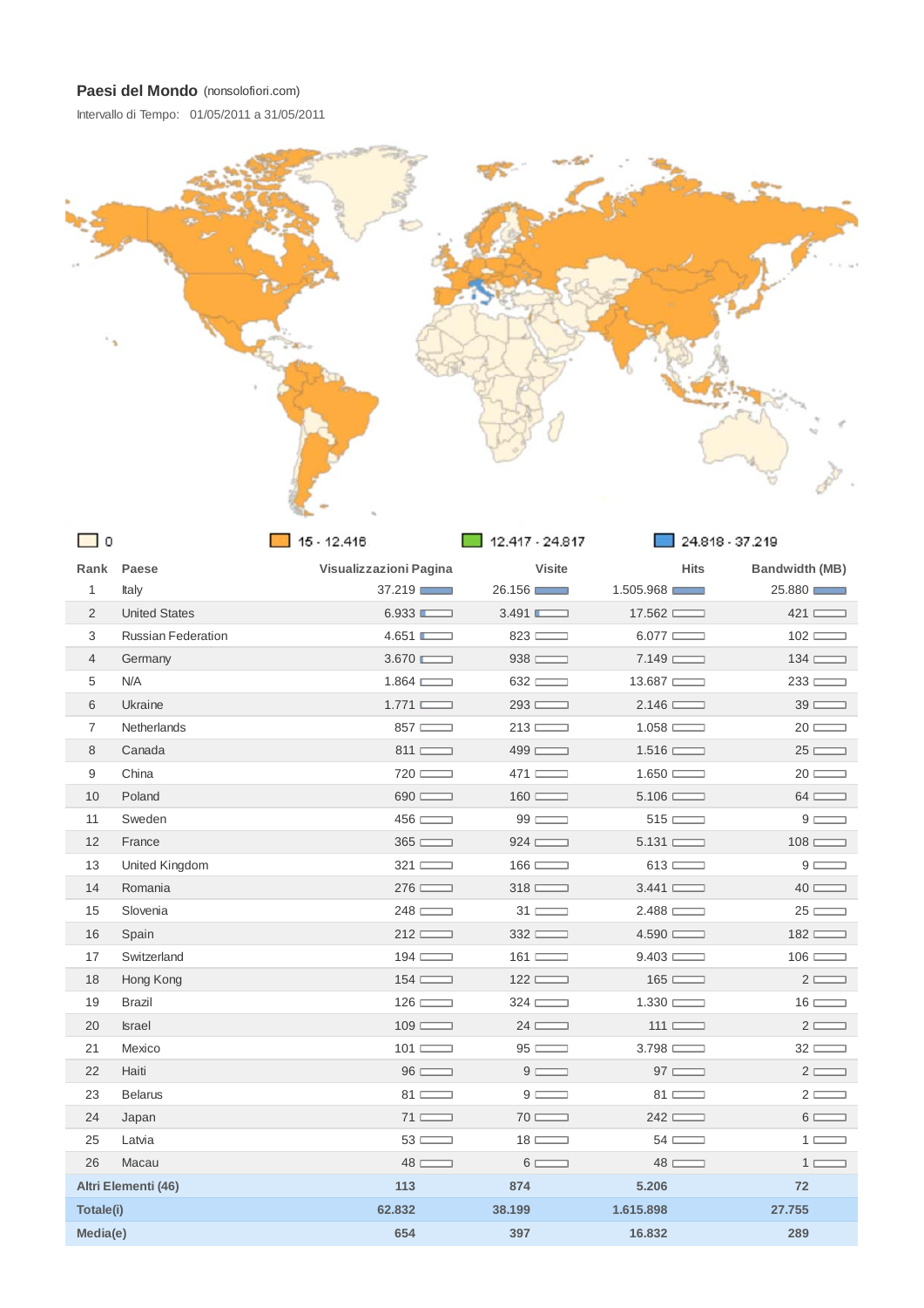**Paesi del Mondo** (nonsolofiori.com)

Intervallo di Tempo: 01/05/2011 a 31/05/2011

0 | 15 - 12.416 | 12.417 - 24.817 | 24.818 - 37.219

| Rank | Paese | Visualizzazioni Pagina | Visite | Hits | Bandwidth (MB) |
|---|---|---|---|---|---|
| 1 | Italy | 37.219 | 26.156 | 1.505.968 | 25.880 |
| 2 | United States | 6.933 | 3.491 | 17.562 | 421 |
| 3 | Russian Federation | 4.651 | 823 | 6.077 | 102 |
| 4 | Germany | 3.670 | 938 | 7.149 | 134 |
| 5 | N/A | 1.864 | 632 | 13.687 | 233 |
| 6 | Ukraine | 1.771 | 293 | 2.146 | 39 |
| 7 | Netherlands | 857 | 213 | 1.058 | 20 |
| 8 | Canada | 811 | 499 | 1.516 | 25 |
| 9 | China | 720 | 471 | 1.650 | 20 |
| 10 | Poland | 690 | 160 | 5.106 | 64 |
| 11 | Sweden | 456 | 99 | 515 | 9 |
| 12 | France | 365 | 924 | 5.131 | 108 |
| 13 | United Kingdom | 321 | 166 | 613 | 9 |
| 14 | Romania | 276 | 318 | 3.441 | 40 |
| 15 | Slovenia | 248 | 31 | 2.488 | 25 |
| 16 | Spain | 212 | 332 | 4.590 | 182 |
| 17 | Switzerland | 194 | 161 | 9.403 | 106 |
| 18 | Hong Kong | 154 | 122 | 165 | 2 |
| 19 | Brazil | 126 | 324 | 1.330 | 16 |
| 20 | Israel | 109 | 24 | 111 | 2 |
| 21 | Mexico | 101 | 95 | 3.798 | 32 |
| 22 | Haiti | 96 | 9 | 97 | 2 |
| 23 | Belarus | 81 | 9 | 81 | 2 |
| 24 | Japan | 71 | 70 | 242 | 6 |
| 25 | Latvia | 53 | 18 | 54 | 1 |
| 26 | Macau | 48 | 6 | 48 | 1 |
| **Altri Elementi (46)** | | **113** | **874** | **5.206** | **72** |
| **Totale(i)** | | **62.832** | **38.199** | **1.615.898** | **27.755** |
| **Media(e)** | | **654** | **397** | **16.832** | **289** |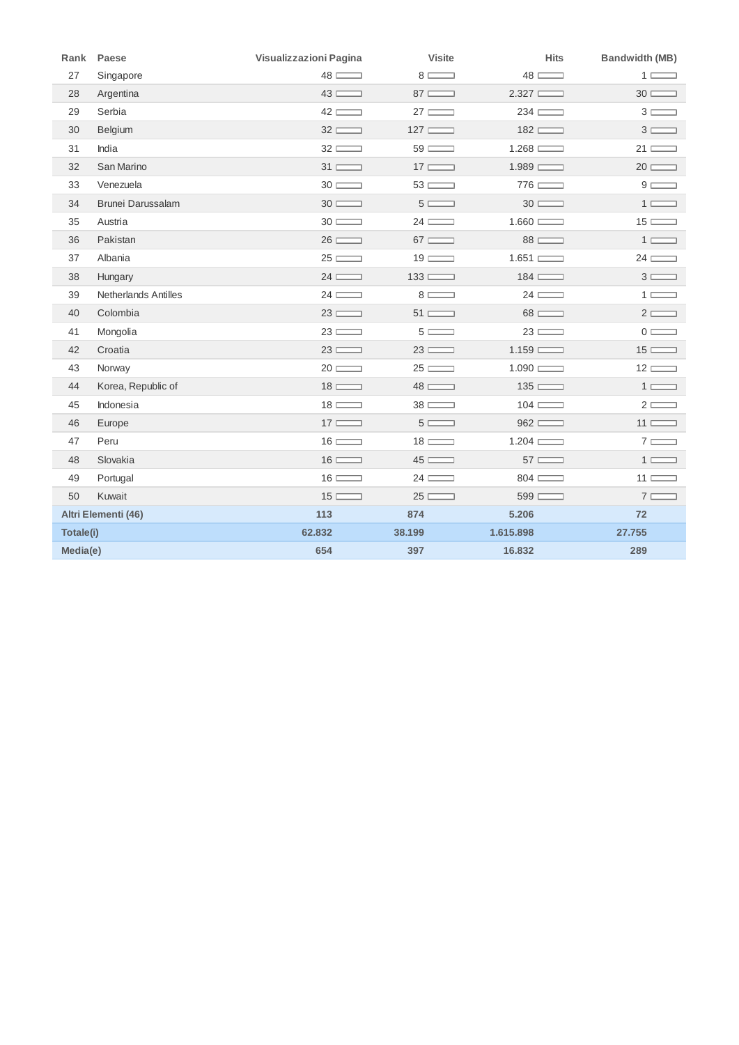| Rank | Paese | Visualizzazioni Pagina | Visite | Hits | Bandwidth (MB) |
|---|---|---|---|---|---|
| 27 | Singapore | 48 | 8 | 48 | 1 |
| 28 | Argentina | 43 | 87 | 2.327 | 30 |
| 29 | Serbia | 42 | 27 | 234 | 3 |
| 30 | Belgium | 32 | 127 | 182 | 3 |
| 31 | India | 32 | 59 | 1.268 | 21 |
| 32 | San Marino | 31 | 17 | 1.989 | 20 |
| 33 | Venezuela | 30 | 53 | 776 | 9 |
| 34 | Brunei Darussalam | 30 | 5 | 30 | 1 |
| 35 | Austria | 30 | 24 | 1.660 | 15 |
| 36 | Pakistan | 26 | 67 | 88 | 1 |
| 37 | Albania | 25 | 19 | 1.651 | 24 |
| 38 | Hungary | 24 | 133 | 184 | 3 |
| 39 | Netherlands Antilles | 24 | 8 | 24 | 1 |
| 40 | Colombia | 23 | 51 | 68 | 2 |
| 41 | Mongolia | 23 | 5 | 23 | 0 |
| 42 | Croatia | 23 | 23 | 1.159 | 15 |
| 43 | Norway | 20 | 25 | 1.090 | 12 |
| 44 | Korea, Republic of | 18 | 48 | 135 | 1 |
| 45 | Indonesia | 18 | 38 | 104 | 2 |
| 46 | Europe | 17 | 5 | 962 | 11 |
| 47 | Peru | 16 | 18 | 1.204 | 7 |
| 48 | Slovakia | 16 | 45 | 57 | 1 |
| 49 | Portugal | 16 | 24 | 804 | 11 |
| 50 | Kuwait | 15 | 25 | 599 | 7 |
| **Altri Elementi (46)** | | **113** | **874** | **5.206** | **72** |
| **Totale(i)** | | **62.832** | **38.199** | **1.615.898** | **27.755** |
| **Media(e)** | | **654** | **397** | **16.832** | **289** |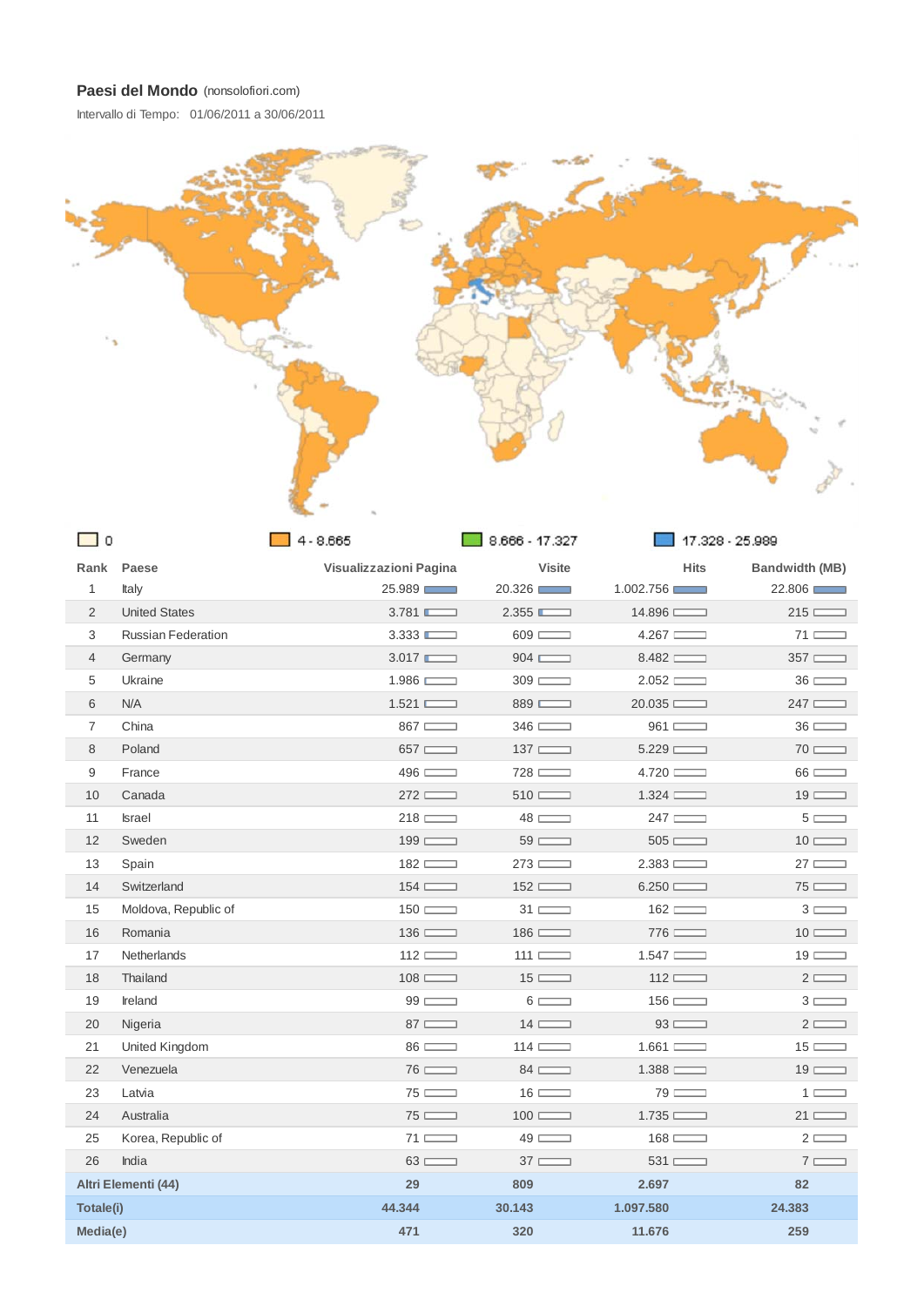**Paesi del Mondo** (nonsolofiori.com)

Intervallo di Tempo: 01/06/2011 a 30/06/2011

0 | 4 - 8.665 | 8.666 - 17.327 | 17.328 - 25.989

| Rank | Paese | Visualizzazioni Pagina | Visite | Hits | Bandwidth (MB) |
|---|---|---|---|---|---|
| 1 | Italy | 25.989 | 20.326 | 1.002.756 | 22.806 |
| 2 | United States | 3.781 | 2.355 | 14.896 | 215 |
| 3 | Russian Federation | 3.333 | 609 | 4.267 | 71 |
| 4 | Germany | 3.017 | 904 | 8.482 | 357 |
| 5 | Ukraine | 1.986 | 309 | 2.052 | 36 |
| 6 | N/A | 1.521 | 889 | 20.035 | 247 |
| 7 | China | 867 | 346 | 961 | 36 |
| 8 | Poland | 657 | 137 | 5.229 | 70 |
| 9 | France | 496 | 728 | 4.720 | 66 |
| 10 | Canada | 272 | 510 | 1.324 | 19 |
| 11 | Israel | 218 | 48 | 247 | 5 |
| 12 | Sweden | 199 | 59 | 505 | 10 |
| 13 | Spain | 182 | 273 | 2.383 | 27 |
| 14 | Switzerland | 154 | 152 | 6.250 | 75 |
| 15 | Moldova, Republic of | 150 | 31 | 162 | 3 |
| 16 | Romania | 136 | 186 | 776 | 10 |
| 17 | Netherlands | 112 | 111 | 1.547 | 19 |
| 18 | Thailand | 108 | 15 | 112 | 2 |
| 19 | Ireland | 99 | 6 | 156 | 3 |
| 20 | Nigeria | 87 | 14 | 93 | 2 |
| 21 | United Kingdom | 86 | 114 | 1.661 | 15 |
| 22 | Venezuela | 76 | 84 | 1.388 | 19 |
| 23 | Latvia | 75 | 16 | 79 | 1 |
| 24 | Australia | 75 | 100 | 1.735 | 21 |
| 25 | Korea, Republic of | 71 | 49 | 168 | 2 |
| 26 | India | 63 | 37 | 531 | 7 |
| **Altri Elementi (44)** | | **29** | **809** | **2.697** | **82** |
| **Totale(i)** | | **44.344** | **30.143** | **1.097.580** | **24.383** |
| **Media(e)** | | **471** | **320** | **11.676** | **259** |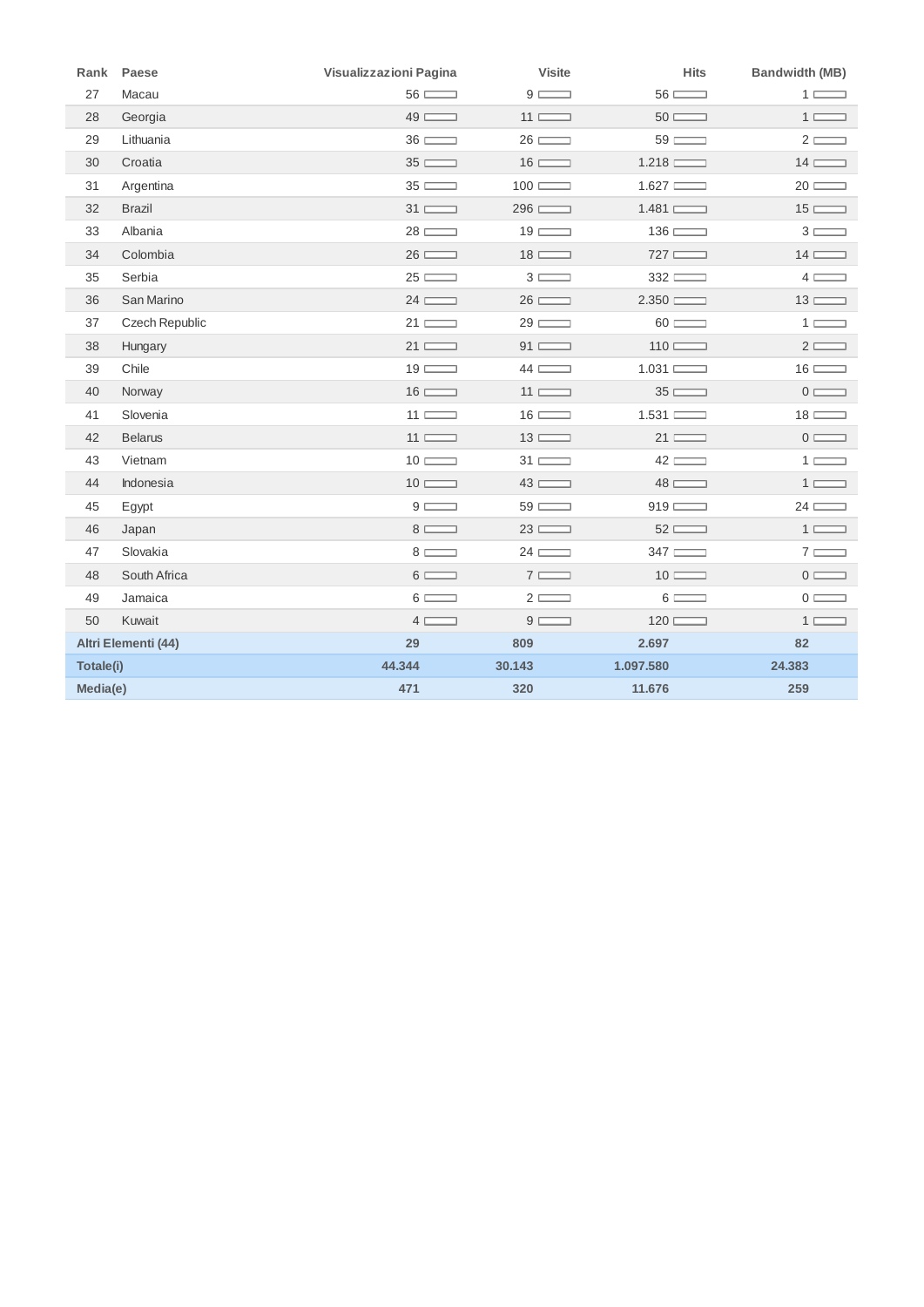| Rank | Paese | Visualizzazioni Pagina | Visite | Hits | Bandwidth (MB) |
|---|---|---|---|---|---|
| 27 | Macau | 56 | 9 | 56 | 1 |
| 28 | Georgia | 49 | 11 | 50 | 1 |
| 29 | Lithuania | 36 | 26 | 59 | 2 |
| 30 | Croatia | 35 | 16 | 1.218 | 14 |
| 31 | Argentina | 35 | 100 | 1.627 | 20 |
| 32 | Brazil | 31 | 296 | 1.481 | 15 |
| 33 | Albania | 28 | 19 | 136 | 3 |
| 34 | Colombia | 26 | 18 | 727 | 14 |
| 35 | Serbia | 25 | 3 | 332 | 4 |
| 36 | San Marino | 24 | 26 | 2.350 | 13 |
| 37 | Czech Republic | 21 | 29 | 60 | 1 |
| 38 | Hungary | 21 | 91 | 110 | 2 |
| 39 | Chile | 19 | 44 | 1.031 | 16 |
| 40 | Norway | 16 | 11 | 35 | 0 |
| 41 | Slovenia | 11 | 16 | 1.531 | 18 |
| 42 | Belarus | 11 | 13 | 21 | 0 |
| 43 | Vietnam | 10 | 31 | 42 | 1 |
| 44 | Indonesia | 10 | 43 | 48 | 1 |
| 45 | Egypt | 9 | 59 | 919 | 24 |
| 46 | Japan | 8 | 23 | 52 | 1 |
| 47 | Slovakia | 8 | 24 | 347 | 7 |
| 48 | South Africa | 6 | 7 | 10 | 0 |
| 49 | Jamaica | 6 | 2 | 6 | 0 |
| 50 | Kuwait | 4 | 9 | 120 | 1 |
| **Altri Elementi (44)** | | **29** | **809** | **2.697** | **82** |
| **Totale(i)** | | **44.344** | **30.143** | **1.097.580** | **24.383** |
| **Media(e)** | | **471** | **320** | **11.676** | **259** |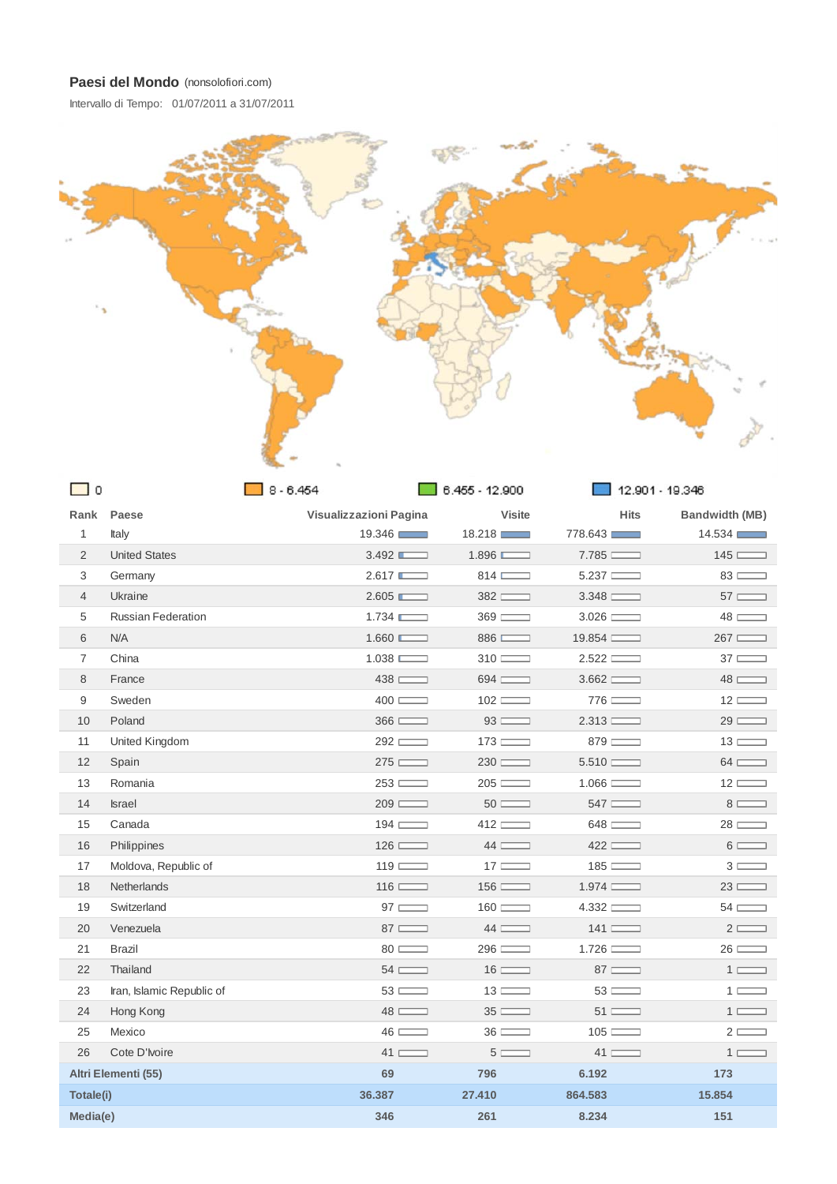**Paesi del Mondo** (nonsolofiori.com)

Intervallo di Tempo: 01/07/2011 a 31/07/2011

0 | 8 - 6.454 | 6.455 - 12.900 | 12.901 - 19.346

| Rank | Paese | Visualizzazioni Pagina | Visite | Hits | Bandwidth (MB) |
|---|---|---|---|---|---|
| 1 | Italy | 19.346 | 18.218 | 778.643 | 14.534 |
| 2 | United States | 3.492 | 1.896 | 7.785 | 145 |
| 3 | Germany | 2.617 | 814 | 5.237 | 83 |
| 4 | Ukraine | 2.605 | 382 | 3.348 | 57 |
| 5 | Russian Federation | 1.734 | 369 | 3.026 | 48 |
| 6 | N/A | 1.660 | 886 | 19.854 | 267 |
| 7 | China | 1.038 | 310 | 2.522 | 37 |
| 8 | France | 438 | 694 | 3.662 | 48 |
| 9 | Sweden | 400 | 102 | 776 | 12 |
| 10 | Poland | 366 | 93 | 2.313 | 29 |
| 11 | United Kingdom | 292 | 173 | 879 | 13 |
| 12 | Spain | 275 | 230 | 5.510 | 64 |
| 13 | Romania | 253 | 205 | 1.066 | 12 |
| 14 | Israel | 209 | 50 | 547 | 8 |
| 15 | Canada | 194 | 412 | 648 | 28 |
| 16 | Philippines | 126 | 44 | 422 | 6 |
| 17 | Moldova, Republic of | 119 | 17 | 185 | 3 |
| 18 | Netherlands | 116 | 156 | 1.974 | 23 |
| 19 | Switzerland | 97 | 160 | 4.332 | 54 |
| 20 | Venezuela | 87 | 44 | 141 | 2 |
| 21 | Brazil | 80 | 296 | 1.726 | 26 |
| 22 | Thailand | 54 | 16 | 87 | 1 |
| 23 | Iran, Islamic Republic of | 53 | 13 | 53 | 1 |
| 24 | Hong Kong | 48 | 35 | 51 | 1 |
| 25 | Mexico | 46 | 36 | 105 | 2 |
| 26 | Cote D'Ivoire | 41 | 5 | 41 | 1 |
| **Altri Elementi (55)** | | **69** | **796** | **6.192** | **173** |
| **Totale(i)** | | **36.387** | **27.410** | **864.583** | **15.854** |
| **Media(e)** | | **346** | **261** | **8.234** | **151** |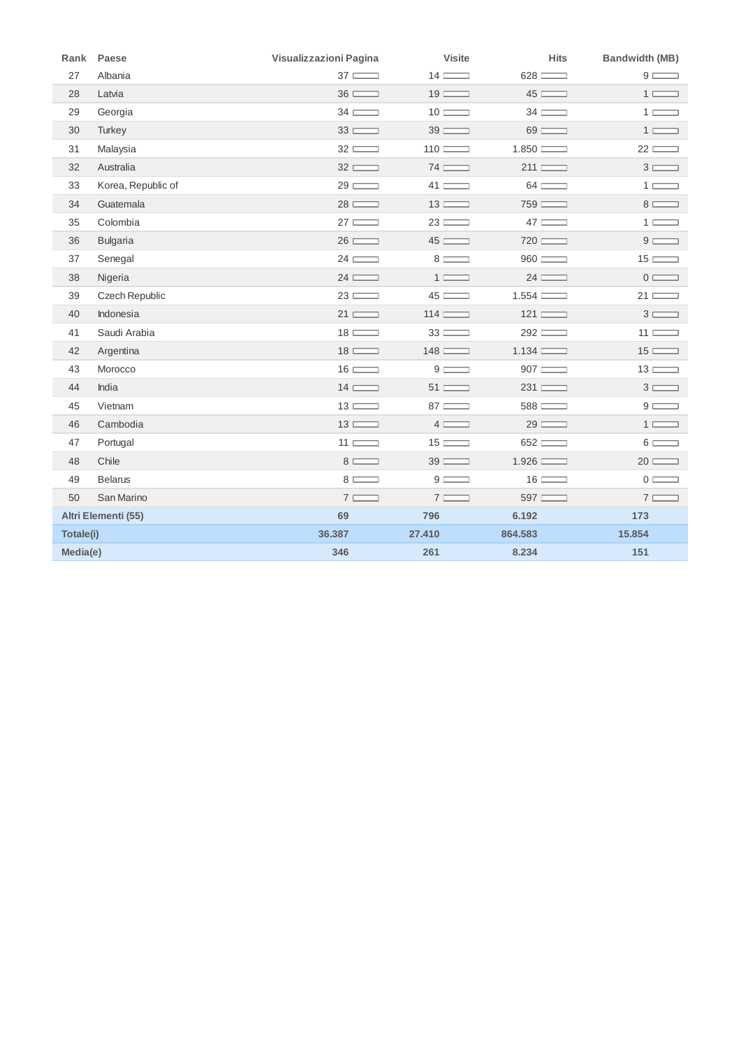| Rank | Paese | Visualizzazioni Pagina | Visite | Hits | Bandwidth (MB) |
|---|---|---|---|---|---|
| 27 | Albania | 37 | 14 | 628 | 9 |
| 28 | Latvia | 36 | 19 | 45 | 1 |
| 29 | Georgia | 34 | 10 | 34 | 1 |
| 30 | Turkey | 33 | 39 | 69 | 1 |
| 31 | Malaysia | 32 | 110 | 1.850 | 22 |
| 32 | Australia | 32 | 74 | 211 | 3 |
| 33 | Korea, Republic of | 29 | 41 | 64 | 1 |
| 34 | Guatemala | 28 | 13 | 759 | 8 |
| 35 | Colombia | 27 | 23 | 47 | 1 |
| 36 | Bulgaria | 26 | 45 | 720 | 9 |
| 37 | Senegal | 24 | 8 | 960 | 15 |
| 38 | Nigeria | 24 | 1 | 24 | 0 |
| 39 | Czech Republic | 23 | 45 | 1.554 | 21 |
| 40 | Indonesia | 21 | 114 | 121 | 3 |
| 41 | Saudi Arabia | 18 | 33 | 292 | 11 |
| 42 | Argentina | 18 | 148 | 1.134 | 15 |
| 43 | Morocco | 16 | 9 | 907 | 13 |
| 44 | India | 14 | 51 | 231 | 3 |
| 45 | Vietnam | 13 | 87 | 588 | 9 |
| 46 | Cambodia | 13 | 4 | 29 | 1 |
| 47 | Portugal | 11 | 15 | 652 | 6 |
| 48 | Chile | 8 | 39 | 1.926 | 20 |
| 49 | Belarus | 8 | 9 | 16 | 0 |
| 50 | San Marino | 7 | 7 | 597 | 7 |
| **Altri Elementi (55)** | | **69** | **796** | **6.192** | **173** |
| **Totale(i)** | | **36.387** | **27.410** | **864.583** | **15.854** |
| **Media(e)** | | **346** | **261** | **8.234** | **151** |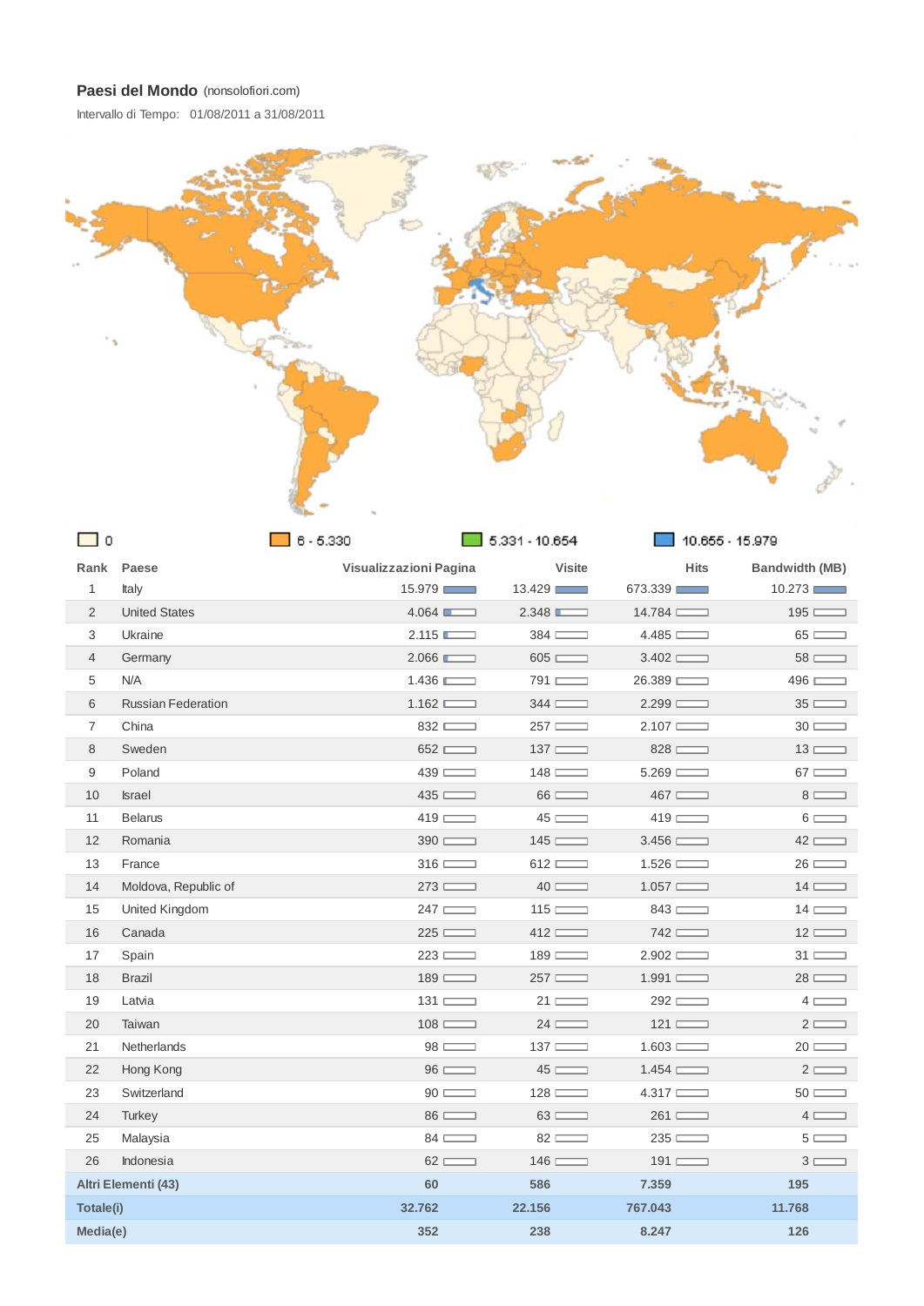**Paesi del Mondo** (nonsolofiori.com)

Intervallo di Tempo: 01/08/2011 a 31/08/2011

0 | 6 - 5.330 | 5.331 - 10.654 | 10.655 - 15.979

| Rank | Paese | Visualizzazioni Pagina | Visite | Hits | Bandwidth (MB) |
|---|---|---|---|---|---|
| 1 | Italy | 15.979 | 13.429 | 673.339 | 10.273 |
| 2 | United States | 4.064 | 2.348 | 14.784 | 195 |
| 3 | Ukraine | 2.115 | 384 | 4.485 | 65 |
| 4 | Germany | 2.066 | 605 | 3.402 | 58 |
| 5 | N/A | 1.436 | 791 | 26.389 | 496 |
| 6 | Russian Federation | 1.162 | 344 | 2.299 | 35 |
| 7 | China | 832 | 257 | 2.107 | 30 |
| 8 | Sweden | 652 | 137 | 828 | 13 |
| 9 | Poland | 439 | 148 | 5.269 | 67 |
| 10 | Israel | 435 | 66 | 467 | 8 |
| 11 | Belarus | 419 | 45 | 419 | 6 |
| 12 | Romania | 390 | 145 | 3.456 | 42 |
| 13 | France | 316 | 612 | 1.526 | 26 |
| 14 | Moldova, Republic of | 273 | 40 | 1.057 | 14 |
| 15 | United Kingdom | 247 | 115 | 843 | 14 |
| 16 | Canada | 225 | 412 | 742 | 12 |
| 17 | Spain | 223 | 189 | 2.902 | 31 |
| 18 | Brazil | 189 | 257 | 1.991 | 28 |
| 19 | Latvia | 131 | 21 | 292 | 4 |
| 20 | Taiwan | 108 | 24 | 121 | 2 |
| 21 | Netherlands | 98 | 137 | 1.603 | 20 |
| 22 | Hong Kong | 96 | 45 | 1.454 | 2 |
| 23 | Switzerland | 90 | 128 | 4.317 | 50 |
| 24 | Turkey | 86 | 63 | 261 | 4 |
| 25 | Malaysia | 84 | 82 | 235 | 5 |
| 26 | Indonesia | 62 | 146 | 191 | 3 |
| **Altri Elementi (43)** | | **60** | **586** | **7.359** | **195** |
| **Totale(i)** | | **32.762** | **22.156** | **767.043** | **11.768** |
| **Media(e)** | | **352** | **238** | **8.247** | **126** |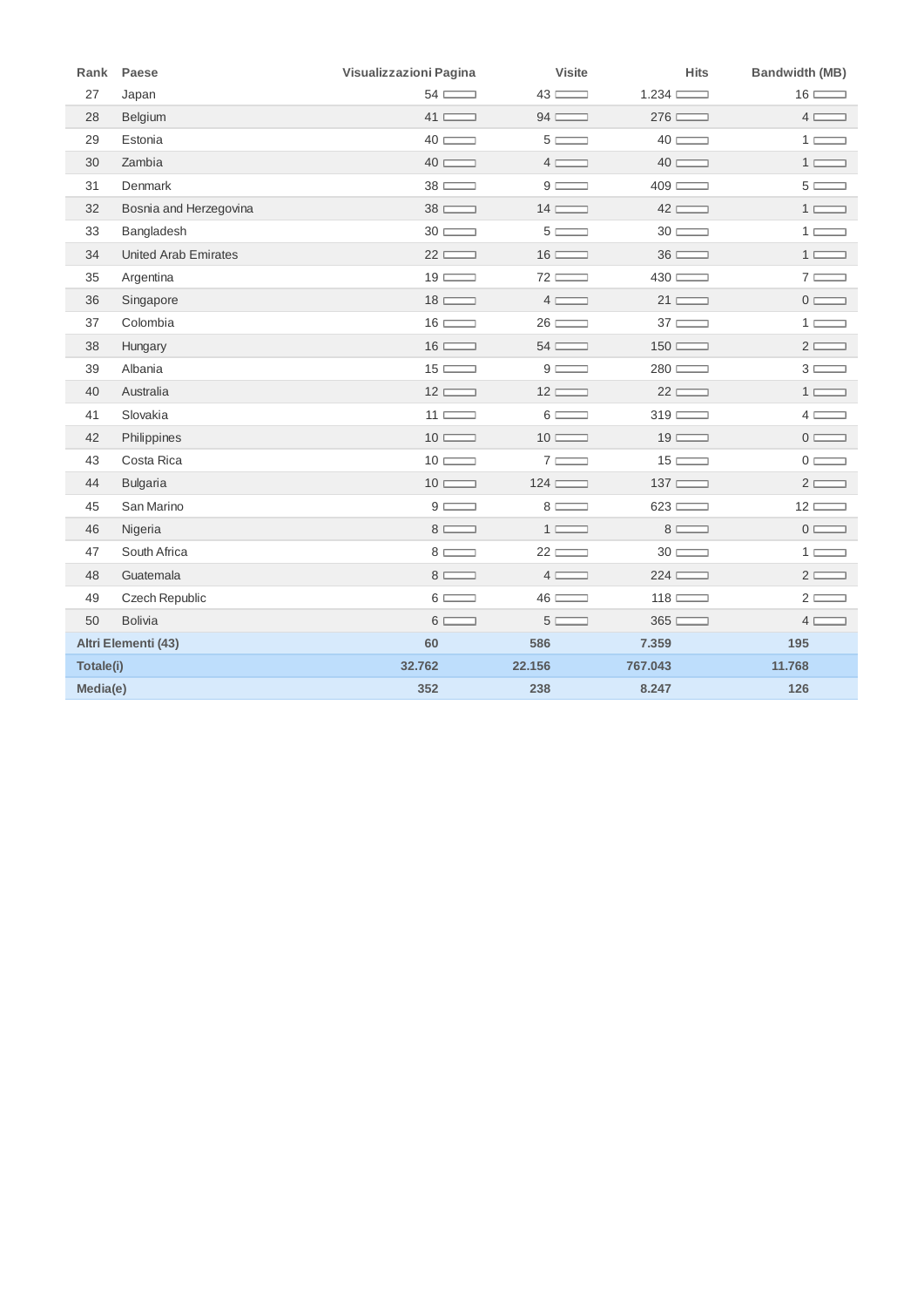| Rank | Paese | Visualizzazioni Pagina | Visite | Hits | Bandwidth (MB) |
|---|---|---|---|---|---|
| 27 | Japan | 54 | 43 | 1.234 | 16 |
| 28 | Belgium | 41 | 94 | 276 | 4 |
| 29 | Estonia | 40 | 5 | 40 | 1 |
| 30 | Zambia | 40 | 4 | 40 | 1 |
| 31 | Denmark | 38 | 9 | 409 | 5 |
| 32 | Bosnia and Herzegovina | 38 | 14 | 42 | 1 |
| 33 | Bangladesh | 30 | 5 | 30 | 1 |
| 34 | United Arab Emirates | 22 | 16 | 36 | 1 |
| 35 | Argentina | 19 | 72 | 430 | 7 |
| 36 | Singapore | 18 | 4 | 21 | 0 |
| 37 | Colombia | 16 | 26 | 37 | 1 |
| 38 | Hungary | 16 | 54 | 150 | 2 |
| 39 | Albania | 15 | 9 | 280 | 3 |
| 40 | Australia | 12 | 12 | 22 | 1 |
| 41 | Slovakia | 11 | 6 | 319 | 4 |
| 42 | Philippines | 10 | 10 | 19 | 0 |
| 43 | Costa Rica | 10 | 7 | 15 | 0 |
| 44 | Bulgaria | 10 | 124 | 137 | 2 |
| 45 | San Marino | 9 | 8 | 623 | 12 |
| 46 | Nigeria | 8 | 1 | 8 | 0 |
| 47 | South Africa | 8 | 22 | 30 | 1 |
| 48 | Guatemala | 8 | 4 | 224 | 2 |
| 49 | Czech Republic | 6 | 46 | 118 | 2 |
| 50 | Bolivia | 6 | 5 | 365 | 4 |
| **Altri Elementi (43)** | | **60** | **586** | **7.359** | **195** |
| **Totale(i)** | | **32.762** | **22.156** | **767.043** | **11.768** |
| **Media(e)** | | **352** | **238** | **8.247** | **126** |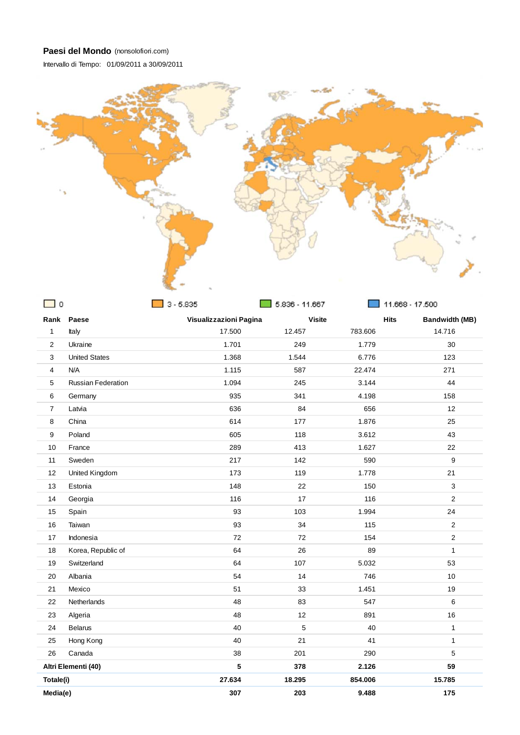**Paesi del Mondo** (nonsolofiori.com)

Intervallo di Tempo: 01/09/2011 a 30/09/2011

0 | 3 - 5.835 | 5.836 - 11.667 | 11.668 - 17.500

| Rank | Paese | Visualizzazioni Pagina | Visite | Hits | Bandwidth (MB) |
|---|---|---|---|---|---|
| 1 | Italy | 17.500 | 12.457 | 783.606 | 14.716 |
| 2 | Ukraine | 1.701 | 249 | 1.779 | 30 |
| 3 | United States | 1.368 | 1.544 | 6.776 | 123 |
| 4 | N/A | 1.115 | 587 | 22.474 | 271 |
| 5 | Russian Federation | 1.094 | 245 | 3.144 | 44 |
| 6 | Germany | 935 | 341 | 4.198 | 158 |
| 7 | Latvia | 636 | 84 | 656 | 12 |
| 8 | China | 614 | 177 | 1.876 | 25 |
| 9 | Poland | 605 | 118 | 3.612 | 43 |
| 10 | France | 289 | 413 | 1.627 | 22 |
| 11 | Sweden | 217 | 142 | 590 | 9 |
| 12 | United Kingdom | 173 | 119 | 1.778 | 21 |
| 13 | Estonia | 148 | 22 | 150 | 3 |
| 14 | Georgia | 116 | 17 | 116 | 2 |
| 15 | Spain | 93 | 103 | 1.994 | 24 |
| 16 | Taiwan | 93 | 34 | 115 | 2 |
| 17 | Indonesia | 72 | 72 | 154 | 2 |
| 18 | Korea, Republic of | 64 | 26 | 89 | 1 |
| 19 | Switzerland | 64 | 107 | 5.032 | 53 |
| 20 | Albania | 54 | 14 | 746 | 10 |
| 21 | Mexico | 51 | 33 | 1.451 | 19 |
| 22 | Netherlands | 48 | 83 | 547 | 6 |
| 23 | Algeria | 48 | 12 | 891 | 16 |
| 24 | Belarus | 40 | 5 | 40 | 1 |
| 25 | Hong Kong | 40 | 21 | 41 | 1 |
| 26 | Canada | 38 | 201 | 290 | 5 |
| **Altri Elementi (40)** | | **5** | **378** | **2.126** | **59** |
| **Totale(i)** | | **27.634** | **18.295** | **854.006** | **15.785** |
| **Media(e)** | | **307** | **203** | **9.488** | **175** |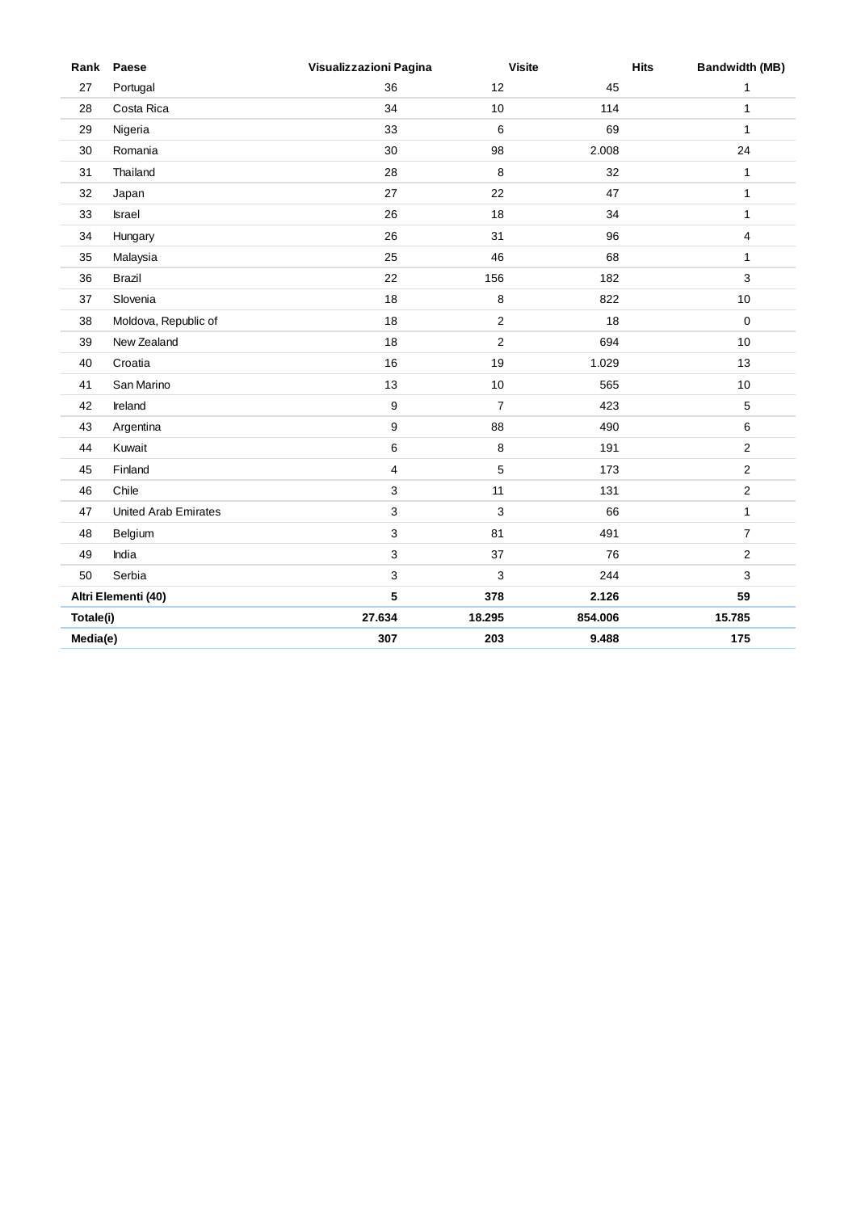| Rank | Paese | Visualizzazioni Pagina | Visite | Hits | Bandwidth (MB) |
|---|---|---|---|---|---|
| 27 | Portugal | 36 | 12 | 45 | 1 |
| 28 | Costa Rica | 34 | 10 | 114 | 1 |
| 29 | Nigeria | 33 | 6 | 69 | 1 |
| 30 | Romania | 30 | 98 | 2.008 | 24 |
| 31 | Thailand | 28 | 8 | 32 | 1 |
| 32 | Japan | 27 | 22 | 47 | 1 |
| 33 | Israel | 26 | 18 | 34 | 1 |
| 34 | Hungary | 26 | 31 | 96 | 4 |
| 35 | Malaysia | 25 | 46 | 68 | 1 |
| 36 | Brazil | 22 | 156 | 182 | 3 |
| 37 | Slovenia | 18 | 8 | 822 | 10 |
| 38 | Moldova, Republic of | 18 | 2 | 18 | 0 |
| 39 | New Zealand | 18 | 2 | 694 | 10 |
| 40 | Croatia | 16 | 19 | 1.029 | 13 |
| 41 | San Marino | 13 | 10 | 565 | 10 |
| 42 | Ireland | 9 | 7 | 423 | 5 |
| 43 | Argentina | 9 | 88 | 490 | 6 |
| 44 | Kuwait | 6 | 8 | 191 | 2 |
| 45 | Finland | 4 | 5 | 173 | 2 |
| 46 | Chile | 3 | 11 | 131 | 2 |
| 47 | United Arab Emirates | 3 | 3 | 66 | 1 |
| 48 | Belgium | 3 | 81 | 491 | 7 |
| 49 | India | 3 | 37 | 76 | 2 |
| 50 | Serbia | 3 | 3 | 244 | 3 |
| **Altri Elementi (40)** | | **5** | **378** | **2.126** | **59** |
| **Totale(i)** | | **27.634** | **18.295** | **854.006** | **15.785** |
| **Media(e)** | | **307** | **203** | **9.488** | **175** |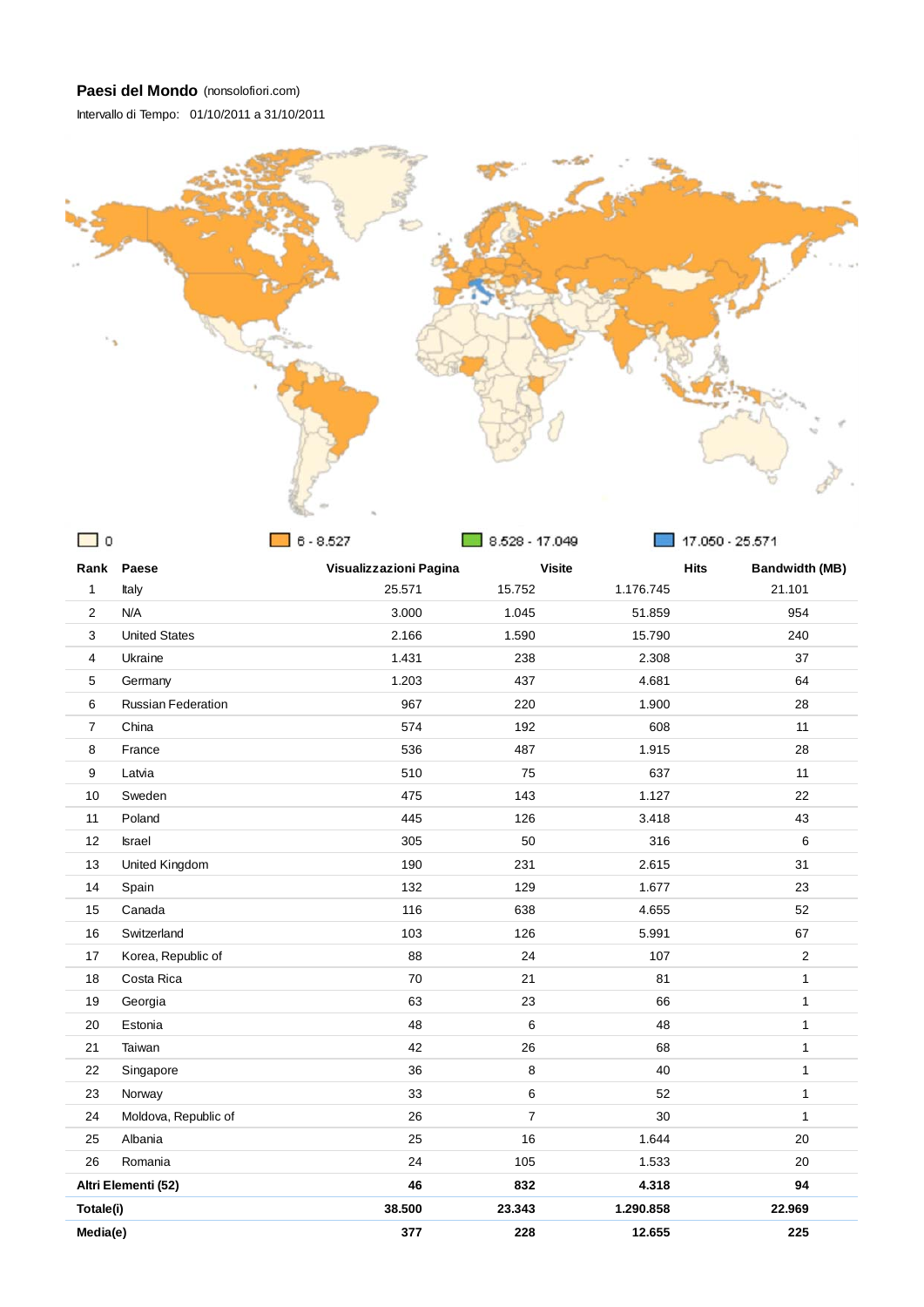**Paesi del Mondo** (nonsolofiori.com)

Intervallo di Tempo: 01/10/2011 a 31/10/2011

0 | 6 - 8.527 | 8.528 - 17.049 | 17.050 - 25.571

| Rank | Paese | Visualizzazioni Pagina | Visite | Hits | Bandwidth (MB) |
|---|---|---|---|---|---|
| 1 | Italy | 25.571 | 15.752 | 1.176.745 | 21.101 |
| 2 | N/A | 3.000 | 1.045 | 51.859 | 954 |
| 3 | United States | 2.166 | 1.590 | 15.790 | 240 |
| 4 | Ukraine | 1.431 | 238 | 2.308 | 37 |
| 5 | Germany | 1.203 | 437 | 4.681 | 64 |
| 6 | Russian Federation | 967 | 220 | 1.900 | 28 |
| 7 | China | 574 | 192 | 608 | 11 |
| 8 | France | 536 | 487 | 1.915 | 28 |
| 9 | Latvia | 510 | 75 | 637 | 11 |
| 10 | Sweden | 475 | 143 | 1.127 | 22 |
| 11 | Poland | 445 | 126 | 3.418 | 43 |
| 12 | Israel | 305 | 50 | 316 | 6 |
| 13 | United Kingdom | 190 | 231 | 2.615 | 31 |
| 14 | Spain | 132 | 129 | 1.677 | 23 |
| 15 | Canada | 116 | 638 | 4.655 | 52 |
| 16 | Switzerland | 103 | 126 | 5.991 | 67 |
| 17 | Korea, Republic of | 88 | 24 | 107 | 2 |
| 18 | Costa Rica | 70 | 21 | 81 | 1 |
| 19 | Georgia | 63 | 23 | 66 | 1 |
| 20 | Estonia | 48 | 6 | 48 | 1 |
| 21 | Taiwan | 42 | 26 | 68 | 1 |
| 22 | Singapore | 36 | 8 | 40 | 1 |
| 23 | Norway | 33 | 6 | 52 | 1 |
| 24 | Moldova, Republic of | 26 | 7 | 30 | 1 |
| 25 | Albania | 25 | 16 | 1.644 | 20 |
| 26 | Romania | 24 | 105 | 1.533 | 20 |
| **Altri Elementi (52)** | | **46** | **832** | **4.318** | **94** |
| **Totale(i)** | | **38.500** | **23.343** | **1.290.858** | **22.969** |
| **Media(e)** | | **377** | **228** | **12.655** | **225** |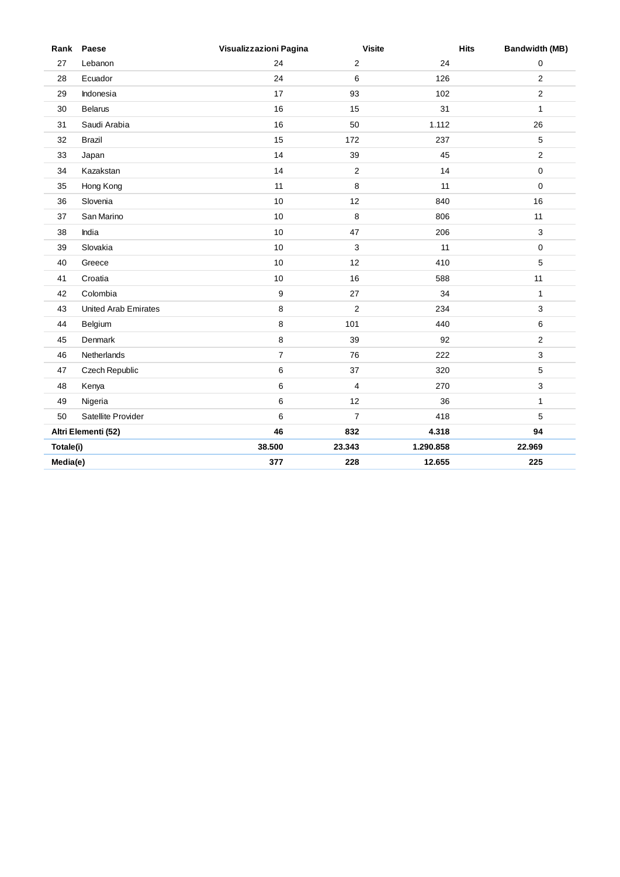| Rank | Paese | Visualizzazioni Pagina | Visite | Hits | Bandwidth (MB) |
|---|---|---|---|---|---|
| 27 | Lebanon | 24 | 2 | 24 | 0 |
| 28 | Ecuador | 24 | 6 | 126 | 2 |
| 29 | Indonesia | 17 | 93 | 102 | 2 |
| 30 | Belarus | 16 | 15 | 31 | 1 |
| 31 | Saudi Arabia | 16 | 50 | 1.112 | 26 |
| 32 | Brazil | 15 | 172 | 237 | 5 |
| 33 | Japan | 14 | 39 | 45 | 2 |
| 34 | Kazakstan | 14 | 2 | 14 | 0 |
| 35 | Hong Kong | 11 | 8 | 11 | 0 |
| 36 | Slovenia | 10 | 12 | 840 | 16 |
| 37 | San Marino | 10 | 8 | 806 | 11 |
| 38 | India | 10 | 47 | 206 | 3 |
| 39 | Slovakia | 10 | 3 | 11 | 0 |
| 40 | Greece | 10 | 12 | 410 | 5 |
| 41 | Croatia | 10 | 16 | 588 | 11 |
| 42 | Colombia | 9 | 27 | 34 | 1 |
| 43 | United Arab Emirates | 8 | 2 | 234 | 3 |
| 44 | Belgium | 8 | 101 | 440 | 6 |
| 45 | Denmark | 8 | 39 | 92 | 2 |
| 46 | Netherlands | 7 | 76 | 222 | 3 |
| 47 | Czech Republic | 6 | 37 | 320 | 5 |
| 48 | Kenya | 6 | 4 | 270 | 3 |
| 49 | Nigeria | 6 | 12 | 36 | 1 |
| 50 | Satellite Provider | 6 | 7 | 418 | 5 |
| **Altri Elementi (52)** | | **46** | **832** | **4.318** | **94** |
| **Totale(i)** | | **38.500** | **23.343** | **1.290.858** | **22.969** |
| **Media(e)** | | **377** | **228** | **12.655** | **225** |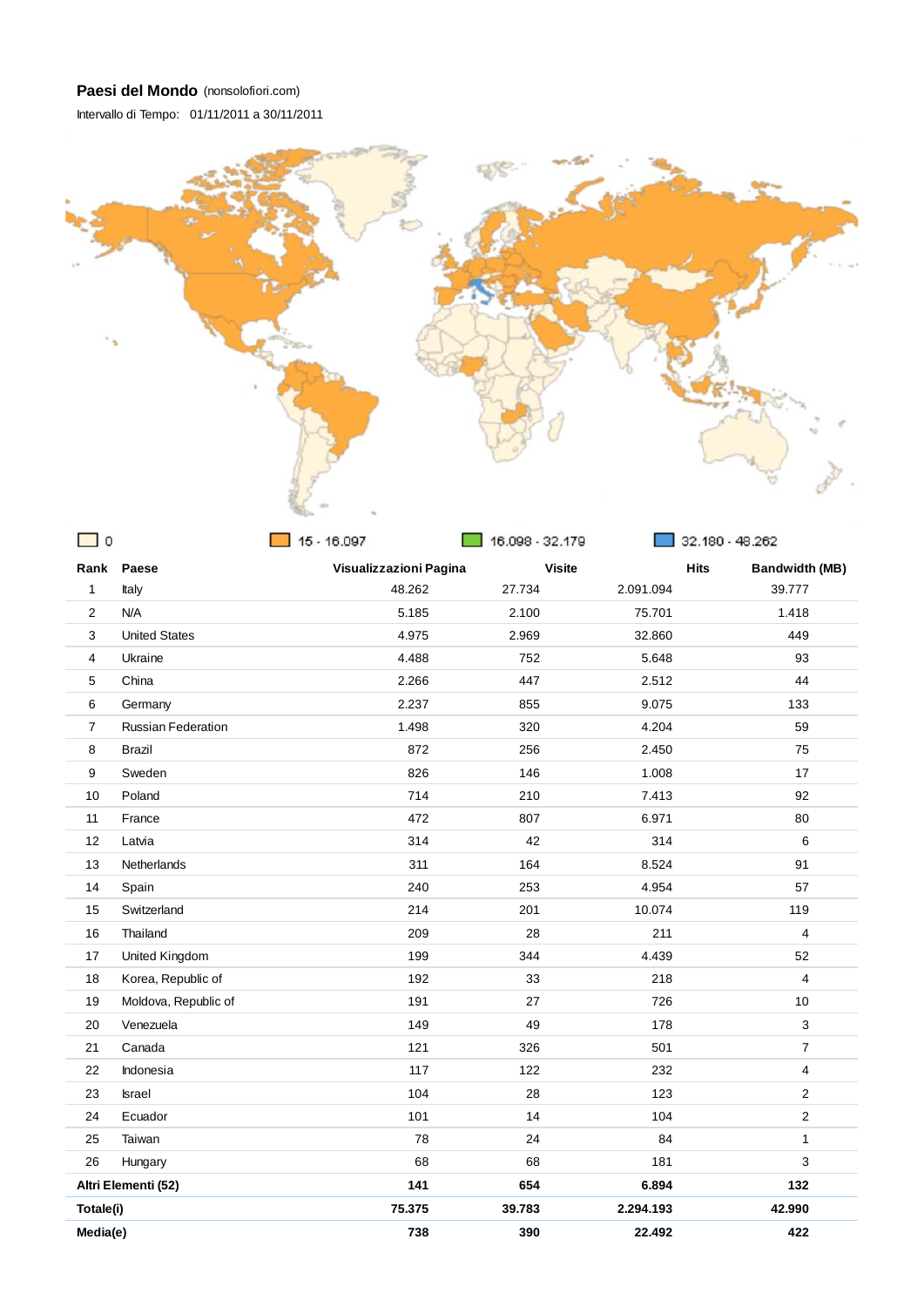**Paesi del Mondo** (nonsolofiori.com)

Intervallo di Tempo: 01/11/2011 a 30/11/2011

0 | 15 - 16.097 | 16.098 - 32.179 | 32.180 - 48.262

| Rank | Paese | Visualizzazioni Pagina | Visite | Hits | Bandwidth (MB) |
|---|---|---|---|---|---|
| 1 | Italy | 48.262 | 27.734 | 2.091.094 | 39.777 |
| 2 | N/A | 5.185 | 2.100 | 75.701 | 1.418 |
| 3 | United States | 4.975 | 2.969 | 32.860 | 449 |
| 4 | Ukraine | 4.488 | 752 | 5.648 | 93 |
| 5 | China | 2.266 | 447 | 2.512 | 44 |
| 6 | Germany | 2.237 | 855 | 9.075 | 133 |
| 7 | Russian Federation | 1.498 | 320 | 4.204 | 59 |
| 8 | Brazil | 872 | 256 | 2.450 | 75 |
| 9 | Sweden | 826 | 146 | 1.008 | 17 |
| 10 | Poland | 714 | 210 | 7.413 | 92 |
| 11 | France | 472 | 807 | 6.971 | 80 |
| 12 | Latvia | 314 | 42 | 314 | 6 |
| 13 | Netherlands | 311 | 164 | 8.524 | 91 |
| 14 | Spain | 240 | 253 | 4.954 | 57 |
| 15 | Switzerland | 214 | 201 | 10.074 | 119 |
| 16 | Thailand | 209 | 28 | 211 | 4 |
| 17 | United Kingdom | 199 | 344 | 4.439 | 52 |
| 18 | Korea, Republic of | 192 | 33 | 218 | 4 |
| 19 | Moldova, Republic of | 191 | 27 | 726 | 10 |
| 20 | Venezuela | 149 | 49 | 178 | 3 |
| 21 | Canada | 121 | 326 | 501 | 7 |
| 22 | Indonesia | 117 | 122 | 232 | 4 |
| 23 | Israel | 104 | 28 | 123 | 2 |
| 24 | Ecuador | 101 | 14 | 104 | 2 |
| 25 | Taiwan | 78 | 24 | 84 | 1 |
| 26 | Hungary | 68 | 68 | 181 | 3 |
| **Altri Elementi (52)** | | **141** | **654** | **6.894** | **132** |
| **Totale(i)** | | **75.375** | **39.783** | **2.294.193** | **42.990** |
| **Media(e)** | | **738** | **390** | **22.492** | **422** |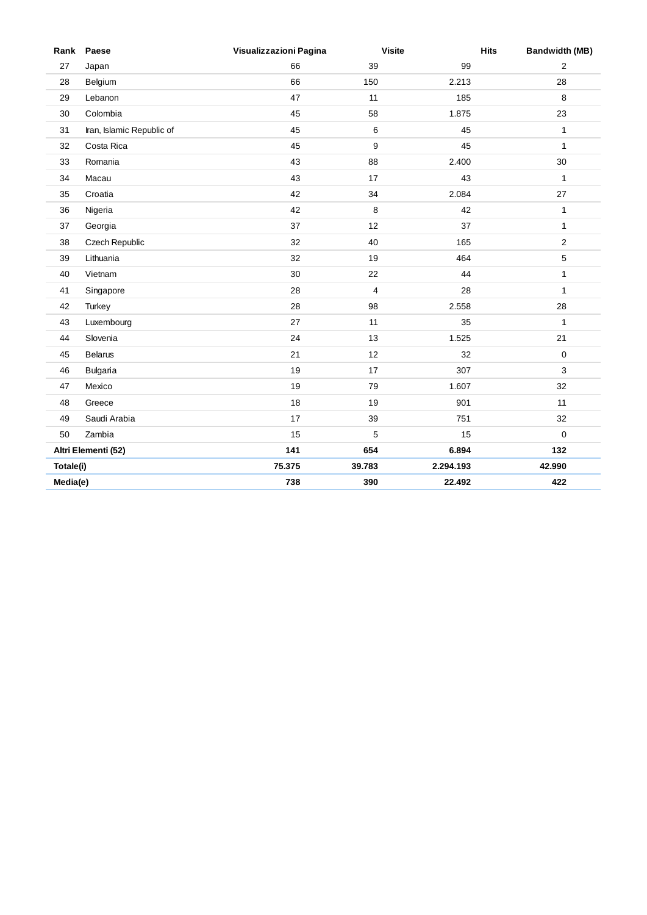| Rank | Paese | Visualizzazioni Pagina | Visite | Hits | Bandwidth (MB) |
|---|---|---|---|---|---|
| 27 | Japan | 66 | 39 | 99 | 2 |
| 28 | Belgium | 66 | 150 | 2.213 | 28 |
| 29 | Lebanon | 47 | 11 | 185 | 8 |
| 30 | Colombia | 45 | 58 | 1.875 | 23 |
| 31 | Iran, Islamic Republic of | 45 | 6 | 45 | 1 |
| 32 | Costa Rica | 45 | 9 | 45 | 1 |
| 33 | Romania | 43 | 88 | 2.400 | 30 |
| 34 | Macau | 43 | 17 | 43 | 1 |
| 35 | Croatia | 42 | 34 | 2.084 | 27 |
| 36 | Nigeria | 42 | 8 | 42 | 1 |
| 37 | Georgia | 37 | 12 | 37 | 1 |
| 38 | Czech Republic | 32 | 40 | 165 | 2 |
| 39 | Lithuania | 32 | 19 | 464 | 5 |
| 40 | Vietnam | 30 | 22 | 44 | 1 |
| 41 | Singapore | 28 | 4 | 28 | 1 |
| 42 | Turkey | 28 | 98 | 2.558 | 28 |
| 43 | Luxembourg | 27 | 11 | 35 | 1 |
| 44 | Slovenia | 24 | 13 | 1.525 | 21 |
| 45 | Belarus | 21 | 12 | 32 | 0 |
| 46 | Bulgaria | 19 | 17 | 307 | 3 |
| 47 | Mexico | 19 | 79 | 1.607 | 32 |
| 48 | Greece | 18 | 19 | 901 | 11 |
| 49 | Saudi Arabia | 17 | 39 | 751 | 32 |
| 50 | Zambia | 15 | 5 | 15 | 0 |
| **Altri Elementi (52)** | | **141** | **654** | **6.894** | **132** |
| **Totale(i)** | | **75.375** | **39.783** | **2.294.193** | **42.990** |
| **Media(e)** | | **738** | **390** | **22.492** | **422** |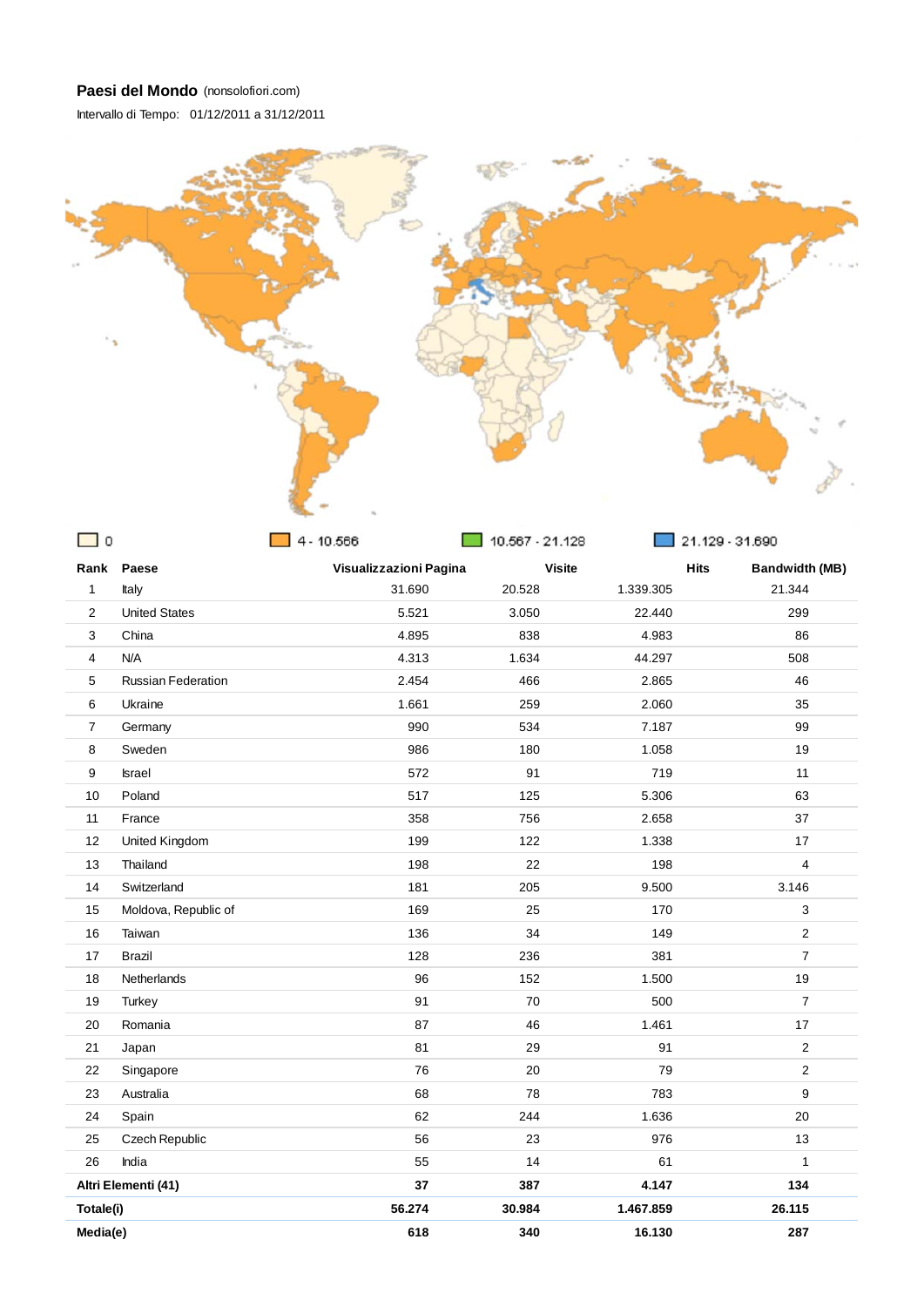**Paesi del Mondo** (nonsolofiori.com)

Intervallo di Tempo: 01/12/2011 a 31/12/2011

0 | 4 - 10.566 | 10.567 - 21.128 | 21.129 - 31.690

| Rank | Paese | Visualizzazioni Pagina | Visite | Hits | Bandwidth (MB) |
|---|---|---|---|---|---|
| 1 | Italy | 31.690 | 20.528 | 1.339.305 | 21.344 |
| 2 | United States | 5.521 | 3.050 | 22.440 | 299 |
| 3 | China | 4.895 | 838 | 4.983 | 86 |
| 4 | N/A | 4.313 | 1.634 | 44.297 | 508 |
| 5 | Russian Federation | 2.454 | 466 | 2.865 | 46 |
| 6 | Ukraine | 1.661 | 259 | 2.060 | 35 |
| 7 | Germany | 990 | 534 | 7.187 | 99 |
| 8 | Sweden | 986 | 180 | 1.058 | 19 |
| 9 | Israel | 572 | 91 | 719 | 11 |
| 10 | Poland | 517 | 125 | 5.306 | 63 |
| 11 | France | 358 | 756 | 2.658 | 37 |
| 12 | United Kingdom | 199 | 122 | 1.338 | 17 |
| 13 | Thailand | 198 | 22 | 198 | 4 |
| 14 | Switzerland | 181 | 205 | 9.500 | 3.146 |
| 15 | Moldova, Republic of | 169 | 25 | 170 | 3 |
| 16 | Taiwan | 136 | 34 | 149 | 2 |
| 17 | Brazil | 128 | 236 | 381 | 7 |
| 18 | Netherlands | 96 | 152 | 1.500 | 19 |
| 19 | Turkey | 91 | 70 | 500 | 7 |
| 20 | Romania | 87 | 46 | 1.461 | 17 |
| 21 | Japan | 81 | 29 | 91 | 2 |
| 22 | Singapore | 76 | 20 | 79 | 2 |
| 23 | Australia | 68 | 78 | 783 | 9 |
| 24 | Spain | 62 | 244 | 1.636 | 20 |
| 25 | Czech Republic | 56 | 23 | 976 | 13 |
| 26 | India | 55 | 14 | 61 | 1 |
| **Altri Elementi (41)** | | **37** | **387** | **4.147** | **134** |
| **Totale(i)** | | **56.274** | **30.984** | **1.467.859** | **26.115** |
| **Media(e)** | | **618** | **340** | **16.130** | **287** |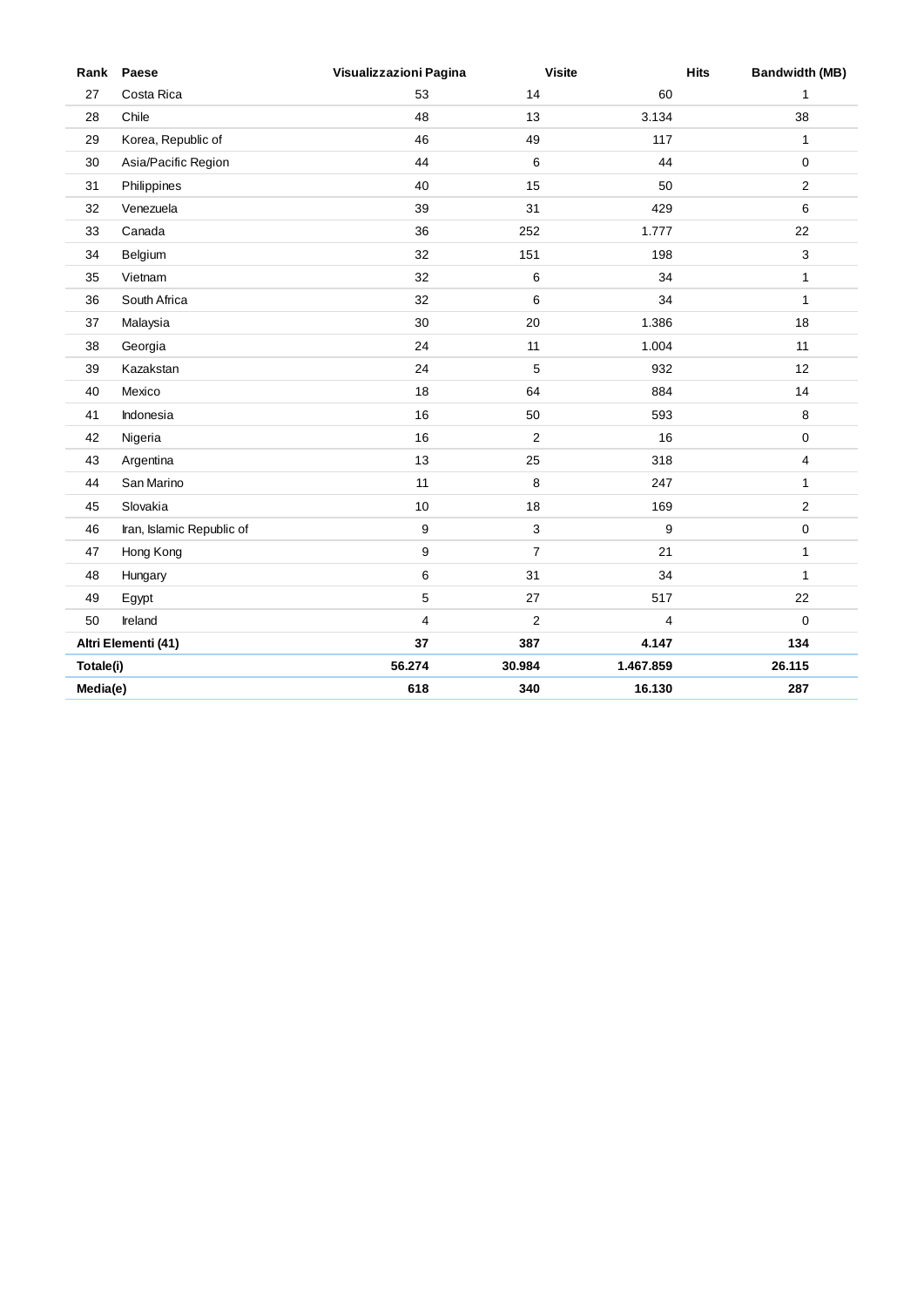| Rank | Paese | Visualizzazioni Pagina | Visite | Hits | Bandwidth (MB) |
|---|---|---|---|---|---|
| 27 | Costa Rica | 53 | 14 | 60 | 1 |
| 28 | Chile | 48 | 13 | 3.134 | 38 |
| 29 | Korea, Republic of | 46 | 49 | 117 | 1 |
| 30 | Asia/Pacific Region | 44 | 6 | 44 | 0 |
| 31 | Philippines | 40 | 15 | 50 | 2 |
| 32 | Venezuela | 39 | 31 | 429 | 6 |
| 33 | Canada | 36 | 252 | 1.777 | 22 |
| 34 | Belgium | 32 | 151 | 198 | 3 |
| 35 | Vietnam | 32 | 6 | 34 | 1 |
| 36 | South Africa | 32 | 6 | 34 | 1 |
| 37 | Malaysia | 30 | 20 | 1.386 | 18 |
| 38 | Georgia | 24 | 11 | 1.004 | 11 |
| 39 | Kazakstan | 24 | 5 | 932 | 12 |
| 40 | Mexico | 18 | 64 | 884 | 14 |
| 41 | Indonesia | 16 | 50 | 593 | 8 |
| 42 | Nigeria | 16 | 2 | 16 | 0 |
| 43 | Argentina | 13 | 25 | 318 | 4 |
| 44 | San Marino | 11 | 8 | 247 | 1 |
| 45 | Slovakia | 10 | 18 | 169 | 2 |
| 46 | Iran, Islamic Republic of | 9 | 3 | 9 | 0 |
| 47 | Hong Kong | 9 | 7 | 21 | 1 |
| 48 | Hungary | 6 | 31 | 34 | 1 |
| 49 | Egypt | 5 | 27 | 517 | 22 |
| 50 | Ireland | 4 | 2 | 4 | 0 |
| **Altri Elementi (41)** | | **37** | **387** | **4.147** | **134** |
| **Totale(i)** | | **56.274** | **30.984** | **1.467.859** | **26.115** |
| **Media(e)** | | **618** | **340** | **16.130** | **287** |